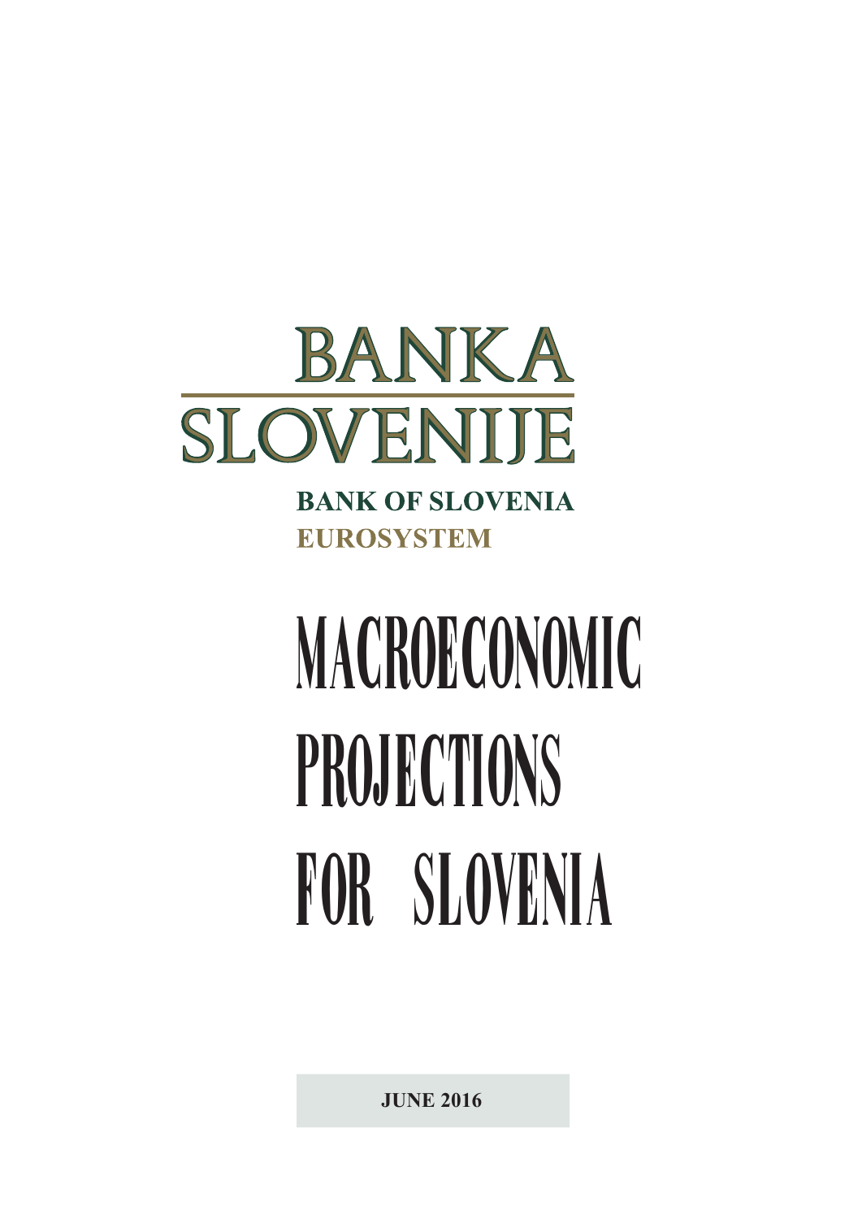BANKA SLOVENIJE

BANK OF SLOVENIA

EUROSYSTEM

# MACROECONOMIC PROJECTIONS FOR SLOVENIA

JUNE 2016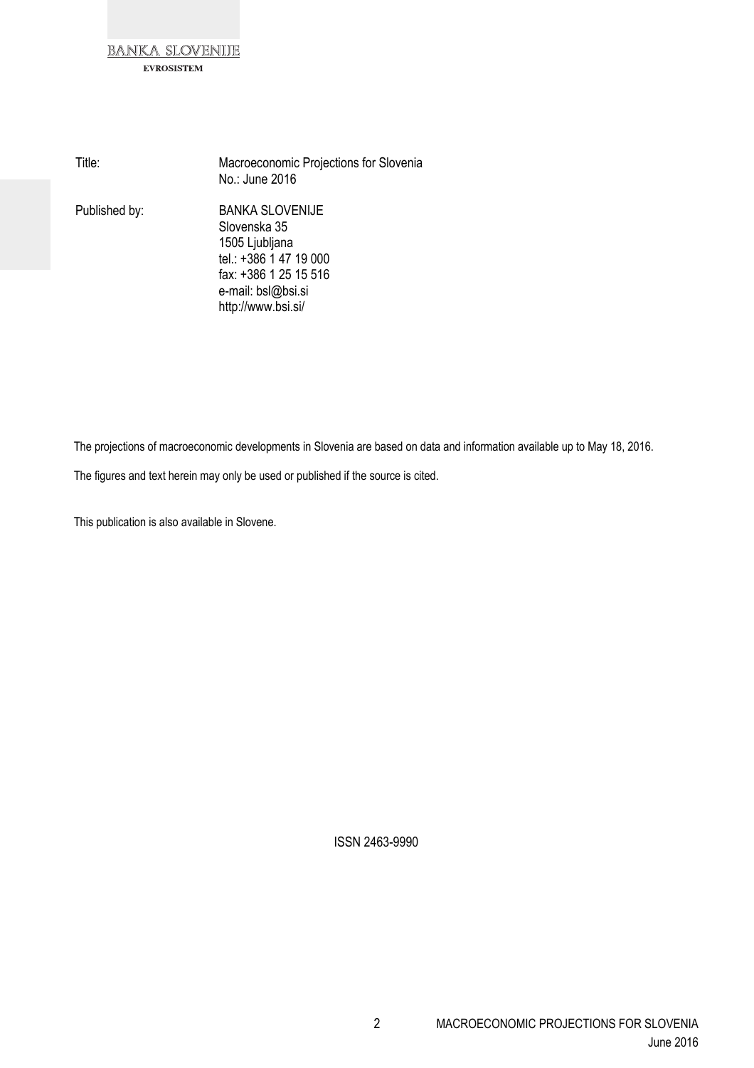BANKA SLOVENIJE

EVROSISTEM

| | |
|---|---|
| Title: | Macroeconomic Projections for Slovenia<br>No.: June 2016 |
| Published by: | BANKA SLOVENIJE<br>Slovenska 35<br>1505 Ljubljana<br>tel.: +386 1 47 19 000<br>fax: +386 1 25 15 516<br>e-mail: bsl@bsi.si<br>http://www.bsi.si/ |

The projections of macroeconomic developments in Slovenia are based on data and information available up to May 18, 2016.

The figures and text herein may only be used or published if the source is cited.

This publication is also available in Slovene.

ISSN 2463-9990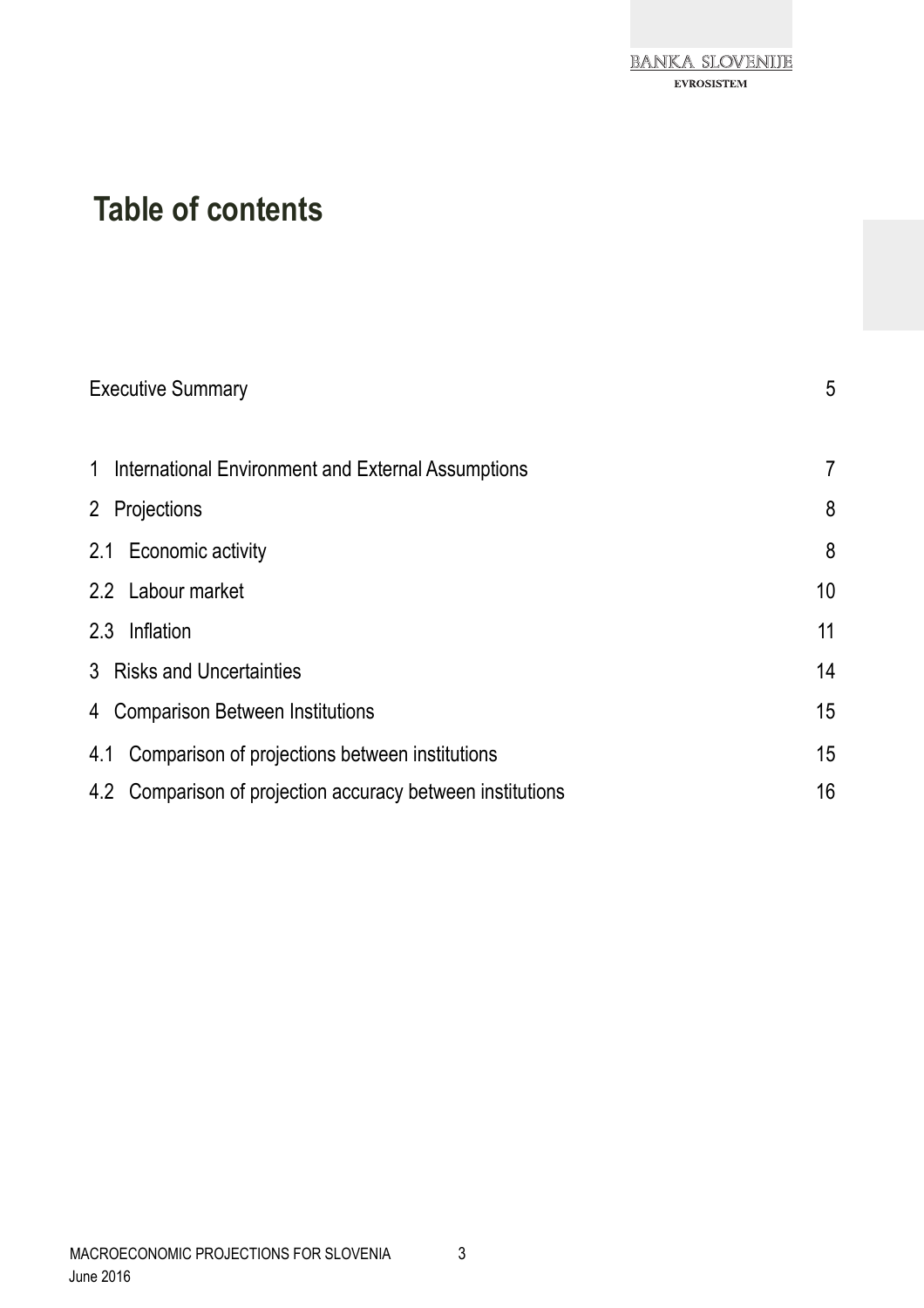# Table of contents

| | |
|---|---|
| Executive Summary | 5 |
| 1 International Environment and External Assumptions | 7 |
| 2 Projections | 8 |
| 2.1 Economic activity | 8 |
| 2.2 Labour market | 10 |
| 2.3 Inflation | 11 |
| 3 Risks and Uncertainties | 14 |
| 4 Comparison Between Institutions | 15 |
| 4.1 Comparison of projections between institutions | 15 |
| 4.2 Comparison of projection accuracy between institutions | 16 |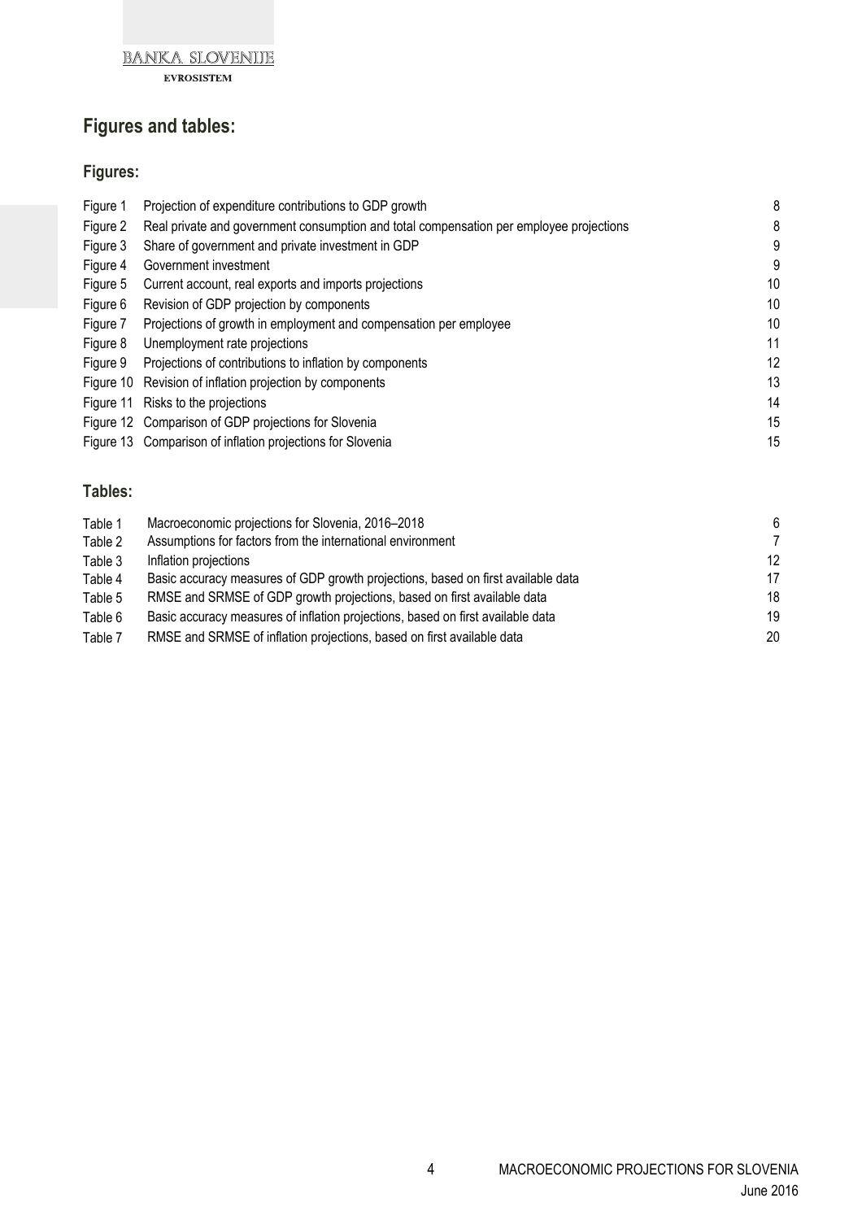## Figures and tables:

### Figures:

| | | |
|---|---|---|
| Figure 1 | Projection of expenditure contributions to GDP growth | 8 |
| Figure 2 | Real private and government consumption and total compensation per employee projections | 8 |
| Figure 3 | Share of government and private investment in GDP | 9 |
| Figure 4 | Government investment | 9 |
| Figure 5 | Current account, real exports and imports projections | 10 |
| Figure 6 | Revision of GDP projection by components | 10 |
| Figure 7 | Projections of growth in employment and compensation per employee | 10 |
| Figure 8 | Unemployment rate projections | 11 |
| Figure 9 | Projections of contributions to inflation by components | 12 |
| Figure 10 | Revision of inflation projection by components | 13 |
| Figure 11 | Risks to the projections | 14 |
| Figure 12 | Comparison of GDP projections for Slovenia | 15 |
| Figure 13 | Comparison of inflation projections for Slovenia | 15 |

### Tables:

| | | |
|---|---|---|
| Table 1 | Macroeconomic projections for Slovenia, 2016–2018 | 6 |
| Table 2 | Assumptions for factors from the international environment | 7 |
| Table 3 | Inflation projections | 12 |
| Table 4 | Basic accuracy measures of GDP growth projections, based on first available data | 17 |
| Table 5 | RMSE and SRMSE of GDP growth projections, based on first available data | 18 |
| Table 6 | Basic accuracy measures of inflation projections, based on first available data | 19 |
| Table 7 | RMSE and SRMSE of inflation projections, based on first available data | 20 |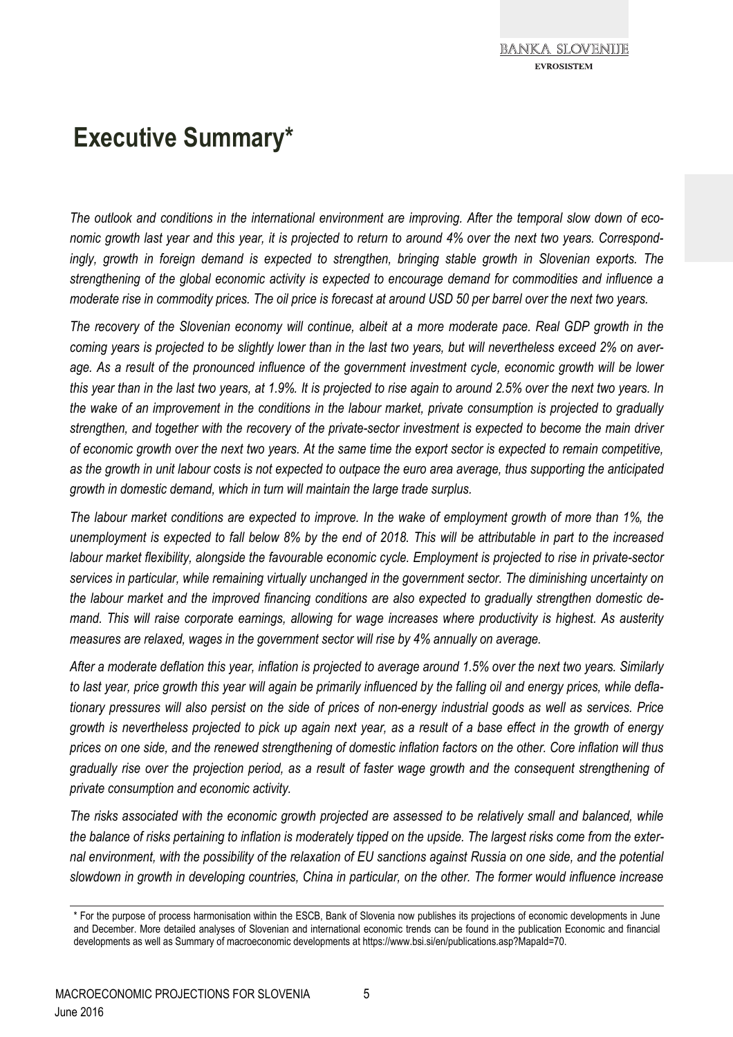# Executive Summary*

*The outlook and conditions in the international environment are improving. After the temporal slow down of economic growth last year and this year, it is projected to return to around 4% over the next two years. Correspondingly, growth in foreign demand is expected to strengthen, bringing stable growth in Slovenian exports. The strengthening of the global economic activity is expected to encourage demand for commodities and influence a moderate rise in commodity prices. The oil price is forecast at around USD 50 per barrel over the next two years.*

*The recovery of the Slovenian economy will continue, albeit at a more moderate pace. Real GDP growth in the coming years is projected to be slightly lower than in the last two years, but will nevertheless exceed 2% on average. As a result of the pronounced influence of the government investment cycle, economic growth will be lower this year than in the last two years, at 1.9%. It is projected to rise again to around 2.5% over the next two years. In the wake of an improvement in the conditions in the labour market, private consumption is projected to gradually strengthen, and together with the recovery of the private-sector investment is expected to become the main driver of economic growth over the next two years. At the same time the export sector is expected to remain competitive, as the growth in unit labour costs is not expected to outpace the euro area average, thus supporting the anticipated growth in domestic demand, which in turn will maintain the large trade surplus.*

*The labour market conditions are expected to improve. In the wake of employment growth of more than 1%, the unemployment is expected to fall below 8% by the end of 2018. This will be attributable in part to the increased labour market flexibility, alongside the favourable economic cycle. Employment is projected to rise in private-sector services in particular, while remaining virtually unchanged in the government sector. The diminishing uncertainty on the labour market and the improved financing conditions are also expected to gradually strengthen domestic demand. This will raise corporate earnings, allowing for wage increases where productivity is highest. As austerity measures are relaxed, wages in the government sector will rise by 4% annually on average.*

*After a moderate deflation this year, inflation is projected to average around 1.5% over the next two years. Similarly to last year, price growth this year will again be primarily influenced by the falling oil and energy prices, while deflationary pressures will also persist on the side of prices of non-energy industrial goods as well as services. Price growth is nevertheless projected to pick up again next year, as a result of a base effect in the growth of energy prices on one side, and the renewed strengthening of domestic inflation factors on the other. Core inflation will thus gradually rise over the projection period, as a result of faster wage growth and the consequent strengthening of private consumption and economic activity.*

*The risks associated with the economic growth projected are assessed to be relatively small and balanced, while the balance of risks pertaining to inflation is moderately tipped on the upside. The largest risks come from the external environment, with the possibility of the relaxation of EU sanctions against Russia on one side, and the potential slowdown in growth in developing countries, China in particular, on the other. The former would influence increase*

---

\* For the purpose of process harmonisation within the ESCB, Bank of Slovenia now publishes its projections of economic developments in June and December. More detailed analyses of Slovenian and international economic trends can be found in the publication Economic and financial developments as well as Summary of macroeconomic developments at https://www.bsi.si/en/publications.asp?MapaId=70.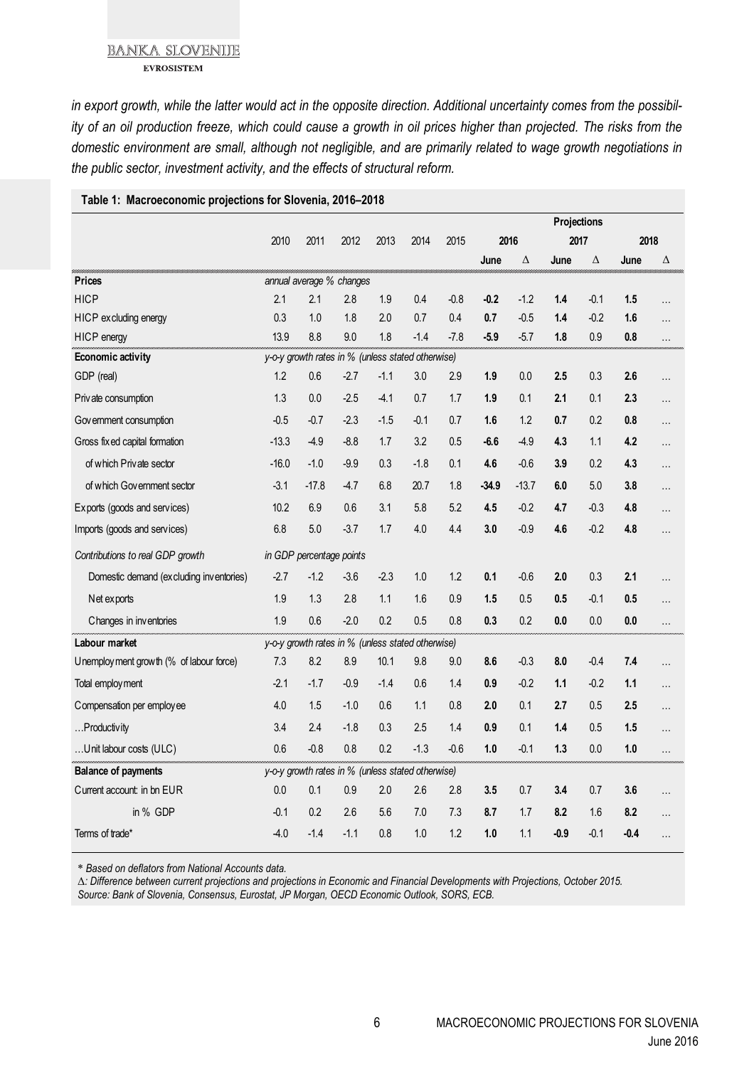*in export growth, while the latter would act in the opposite direction. Additional uncertainty comes from the possibility of an oil production freeze, which could cause a growth in oil prices higher than projected. The risks from the domestic environment are small, although not negligible, and are primarily related to wage growth negotiations in the public sector, investment activity, and the effects of structural reform.*

**Table 1: Macroeconomic projections for Slovenia, 2016–2018**

| | | | | | | | Projections | | | | | |
|---|---|---|---|---|---|---|---|---|---|---|---|---|
| | 2010 | 2011 | 2012 | 2013 | 2014 | 2015 | 2016 | | 2017 | | 2018 | |
| | | | | | | | June | Δ | June | Δ | June | Δ |
| **Prices** | *annual average % changes* | | | | | | | | | | | |
| HICP | 2.1 | 2.1 | 2.8 | 1.9 | 0.4 | -0.8 | **-0.2** | -1.2 | **1.4** | -0.1 | **1.5** | … |
| HICP excluding energy | 0.3 | 1.0 | 1.8 | 2.0 | 0.7 | 0.4 | **0.7** | -0.5 | **1.4** | -0.2 | **1.6** | … |
| HICP energy | 13.9 | 8.8 | 9.0 | 1.8 | -1.4 | -7.8 | **-5.9** | -5.7 | **1.8** | 0.9 | **0.8** | … |
| **Economic activity** | *y-o-y growth rates in % (unless stated otherwise)* | | | | | | | | | | | |
| GDP (real) | 1.2 | 0.6 | -2.7 | -1.1 | 3.0 | 2.9 | **1.9** | 0.0 | **2.5** | 0.3 | **2.6** | … |
| Private consumption | 1.3 | 0.0 | -2.5 | -4.1 | 0.7 | 1.7 | **1.9** | 0.1 | **2.1** | 0.1 | **2.3** | … |
| Government consumption | -0.5 | -0.7 | -2.3 | -1.5 | -0.1 | 0.7 | **1.6** | 1.2 | **0.7** | 0.2 | **0.8** | … |
| Gross fixed capital formation | -13.3 | -4.9 | -8.8 | 1.7 | 3.2 | 0.5 | **-6.6** | -4.9 | **4.3** | 1.1 | **4.2** | … |
| of which Private sector | -16.0 | -1.0 | -9.9 | 0.3 | -1.8 | 0.1 | **4.6** | -0.6 | **3.9** | 0.2 | **4.3** | … |
| of which Government sector | -3.1 | -17.8 | -4.7 | 6.8 | 20.7 | 1.8 | **-34.9** | -13.7 | **6.0** | 5.0 | **3.8** | … |
| Exports (goods and services) | 10.2 | 6.9 | 0.6 | 3.1 | 5.8 | 5.2 | **4.5** | -0.2 | **4.7** | -0.3 | **4.8** | … |
| Imports (goods and services) | 6.8 | 5.0 | -3.7 | 1.7 | 4.0 | 4.4 | **3.0** | -0.9 | **4.6** | -0.2 | **4.8** | … |
| *Contributions to real GDP growth* | *in GDP percentage points* | | | | | | | | | | | |
| Domestic demand (excluding inventories) | -2.7 | -1.2 | -3.6 | -2.3 | 1.0 | 1.2 | **0.1** | -0.6 | **2.0** | 0.3 | **2.1** | … |
| Net exports | 1.9 | 1.3 | 2.8 | 1.1 | 1.6 | 0.9 | **1.5** | 0.5 | **0.5** | -0.1 | **0.5** | … |
| Changes in inventories | 1.9 | 0.6 | -2.0 | 0.2 | 0.5 | 0.8 | **0.3** | 0.2 | **0.0** | 0.0 | **0.0** | … |
| **Labour market** | *y-o-y growth rates in % (unless stated otherwise)* | | | | | | | | | | | |
| Unemployment growth (% of labour force) | 7.3 | 8.2 | 8.9 | 10.1 | 9.8 | 9.0 | **8.6** | -0.3 | **8.0** | -0.4 | **7.4** | … |
| Total employment | -2.1 | -1.7 | -0.9 | -1.4 | 0.6 | 1.4 | **0.9** | -0.2 | **1.1** | -0.2 | **1.1** | … |
| Compensation per employee | 4.0 | 1.5 | -1.0 | 0.6 | 1.1 | 0.8 | **2.0** | 0.1 | **2.7** | 0.5 | **2.5** | … |
| …Productivity | 3.4 | 2.4 | -1.8 | 0.3 | 2.5 | 1.4 | **0.9** | 0.1 | **1.4** | 0.5 | **1.5** | … |
| …Unit labour costs (ULC) | 0.6 | -0.8 | 0.8 | 0.2 | -1.3 | -0.6 | **1.0** | -0.1 | **1.3** | 0.0 | **1.0** | … |
| **Balance of payments** | *y-o-y growth rates in % (unless stated otherwise)* | | | | | | | | | | | |
| Current account: in bn EUR | 0.0 | 0.1 | 0.9 | 2.0 | 2.6 | 2.8 | **3.5** | 0.7 | **3.4** | 0.7 | **3.6** | … |
| in % GDP | -0.1 | 0.2 | 2.6 | 5.6 | 7.0 | 7.3 | **8.7** | 1.7 | **8.2** | 1.6 | **8.2** | … |
| Terms of trade* | -4.0 | -1.4 | -1.1 | 0.8 | 1.0 | 1.2 | **1.0** | 1.1 | **-0.9** | -0.1 | **-0.4** | … |

*\* Based on deflators from National Accounts data.*
*Δ: Difference between current projections and projections in Economic and Financial Developments with Projections, October 2015.*
*Source: Bank of Slovenia, Consensus, Eurostat, JP Morgan, OECD Economic Outlook, SORS, ECB.*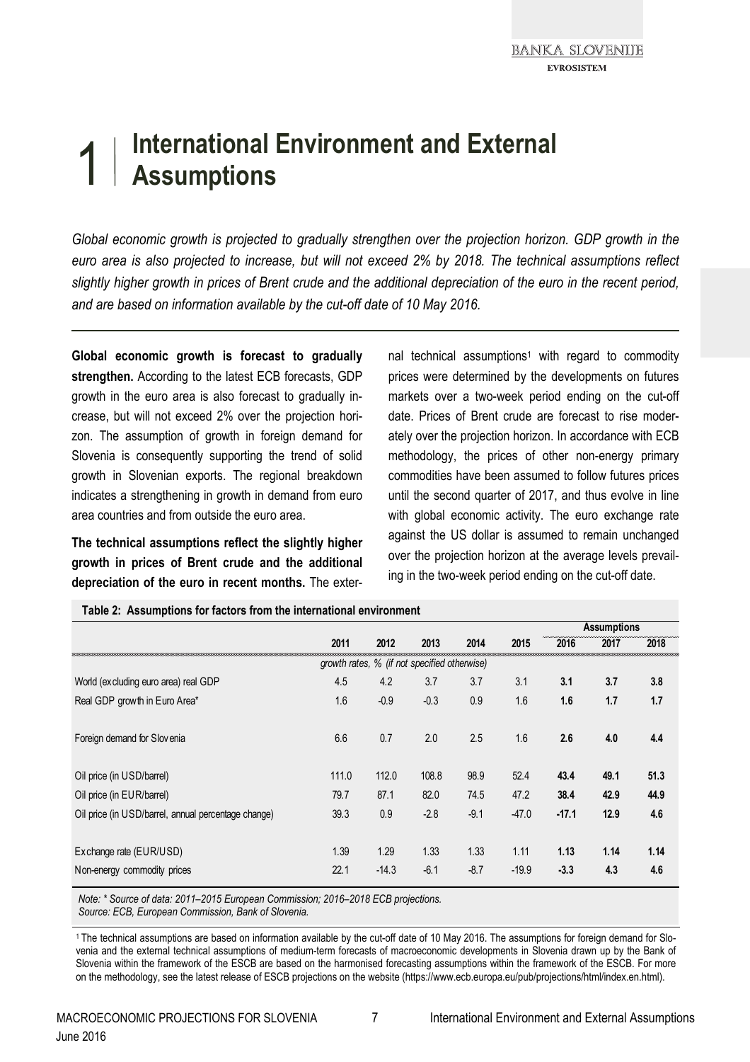# 1 International Environment and External Assumptions

*Global economic growth is projected to gradually strengthen over the projection horizon. GDP growth in the euro area is also projected to increase, but will not exceed 2% by 2018. The technical assumptions reflect slightly higher growth in prices of Brent crude and the additional depreciation of the euro in the recent period, and are based on information available by the cut-off date of 10 May 2016.*

**Global economic growth is forecast to gradually strengthen.** According to the latest ECB forecasts, GDP growth in the euro area is also forecast to gradually increase, but will not exceed 2% over the projection horizon. The assumption of growth in foreign demand for Slovenia is consequently supporting the trend of solid growth in Slovenian exports. The regional breakdown indicates a strengthening in growth in demand from euro area countries and from outside the euro area.

**The technical assumptions reflect the slightly higher growth in prices of Brent crude and the additional depreciation of the euro in recent months.** The external technical assumptions[1] with regard to commodity prices were determined by the developments on futures markets over a two-week period ending on the cut-off date. Prices of Brent crude are forecast to rise moderately over the projection horizon. In accordance with ECB methodology, the prices of other non-energy primary commodities have been assumed to follow futures prices until the second quarter of 2017, and thus evolve in line with global economic activity. The euro exchange rate against the US dollar is assumed to remain unchanged over the projection horizon at the average levels prevailing in the two-week period ending on the cut-off date.

**Table 2: Assumptions for factors from the international environment**

| | 2011 | 2012 | 2013 | 2014 | 2015 | Assumptions 2016 | Assumptions 2017 | Assumptions 2018 |
|---|---|---|---|---|---|---|---|---|
| | *growth rates, % (if not specified otherwise)* | | | | | | | |
| World (excluding euro area) real GDP | 4.5 | 4.2 | 3.7 | 3.7 | 3.1 | **3.1** | **3.7** | **3.8** |
| Real GDP growth in Euro Area* | 1.6 | -0.9 | -0.3 | 0.9 | 1.6 | **1.6** | **1.7** | **1.7** |
| Foreign demand for Slovenia | 6.6 | 0.7 | 2.0 | 2.5 | 1.6 | **2.6** | **4.0** | **4.4** |
| Oil price (in USD/barrel) | 111.0 | 112.0 | 108.8 | 98.9 | 52.4 | **43.4** | **49.1** | **51.3** |
| Oil price (in EUR/barrel) | 79.7 | 87.1 | 82.0 | 74.5 | 47.2 | **38.4** | **42.9** | **44.9** |
| Oil price (in USD/barrel, annual percentage change) | 39.3 | 0.9 | -2.8 | -9.1 | -47.0 | **-17.1** | **12.9** | **4.6** |
| Exchange rate (EUR/USD) | 1.39 | 1.29 | 1.33 | 1.33 | 1.11 | **1.13** | **1.14** | **1.14** |
| Non-energy commodity prices | 22.1 | -14.3 | -6.1 | -8.7 | -19.9 | **-3.3** | **4.3** | **4.6** |

*Note: * Source of data: 2011–2015 European Commission; 2016–2018 ECB projections.*
*Source: ECB, European Commission, Bank of Slovenia.*

[1] The technical assumptions are based on information available by the cut-off date of 10 May 2016. The assumptions for foreign demand for Slovenia and the external technical assumptions of medium-term forecasts of macroeconomic developments in Slovenia drawn up by the Bank of Slovenia within the framework of the ESCB are based on the harmonised forecasting assumptions within the framework of the ESCB. For more on the methodology, see the latest release of ESCB projections on the website (https://www.ecb.europa.eu/pub/projections/html/index.en.html).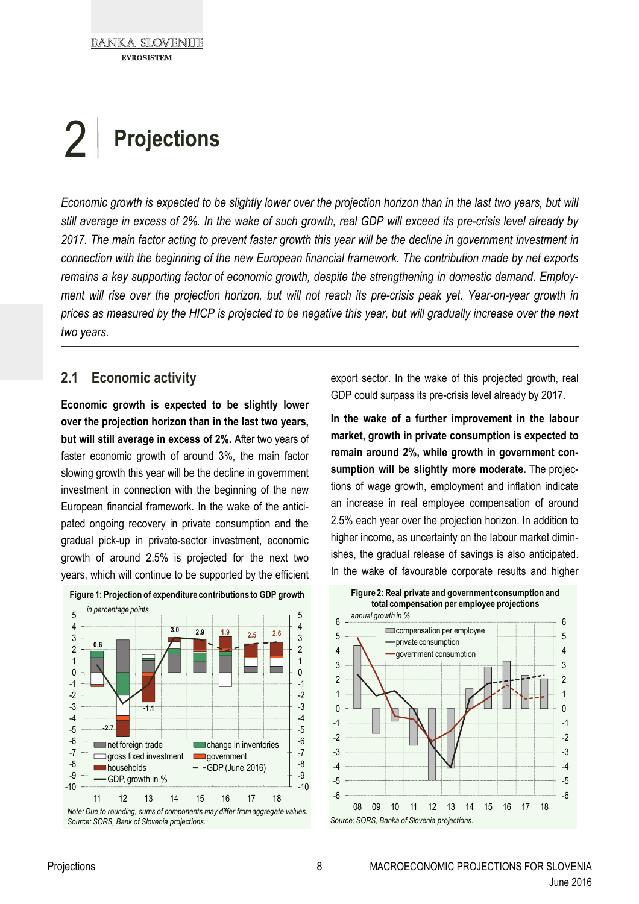// 2 Projections

*Economic growth is expected to be slightly lower over the projection horizon than in the last two years, but will still average in excess of 2%. In the wake of such growth, real GDP will exceed its pre-crisis level already by 2017. The main factor acting to prevent faster growth this year will be the decline in government investment in connection with the beginning of the new European financial framework. The contribution made by net exports remains a key supporting factor of economic growth, despite the strengthening in domestic demand. Employment will rise over the projection horizon, but will not reach its pre-crisis peak yet. Year-on-year growth in prices as measured by the HICP is projected to be negative this year, but will gradually increase over the next two years.*

## 2.1 Economic activity

**Economic growth is expected to be slightly lower over the projection horizon than in the last two years, but will still average in excess of 2%.** After two years of faster economic growth of around 3%, the main factor slowing growth this year will be the decline in government investment in connection with the beginning of the new European financial framework. In the wake of the anticipated ongoing recovery in private consumption and the gradual pick-up in private-sector investment, economic growth of around 2.5% is projected for the next two years, which will continue to be supported by the efficient export sector. In the wake of this projected growth, real GDP could surpass its pre-crisis level already by 2017.

**In the wake of a further improvement in the labour market, growth in private consumption is expected to remain around 2%, while growth in government consumption will be slightly more moderate.** The projections of wage growth, employment and inflation indicate an increase in real employee compensation of around 2.5% each year over the projection horizon. In addition to higher income, as uncertainty on the labour market diminishes, the gradual release of savings is also anticipated. In the wake of favourable corporate results and higher

**Figure 1: Projection of expenditure contributions to GDP growth**

*in percentage points*

Legend: net foreign trade; gross fixed investment; households; GDP, growth in %; change in inventories; government; GDP (June 2016)

GDP growth labels: 11: 0.6; 12: -2.7; 13: -1.1; 14: 3.0; 15: 2.9; 16: 1.9; 17: 2.5; 18: 2.6

*Note: Due to rounding, sums of components may differ from aggregate values.*
*Source: SORS, Bank of Slovenia projections.*

**Figure 2: Real private and government consumption and total compensation per employee projections**

*annual growth in %*

Legend: compensation per employee; private consumption; government consumption

*Source: SORS, Banka of Slovenia projections.*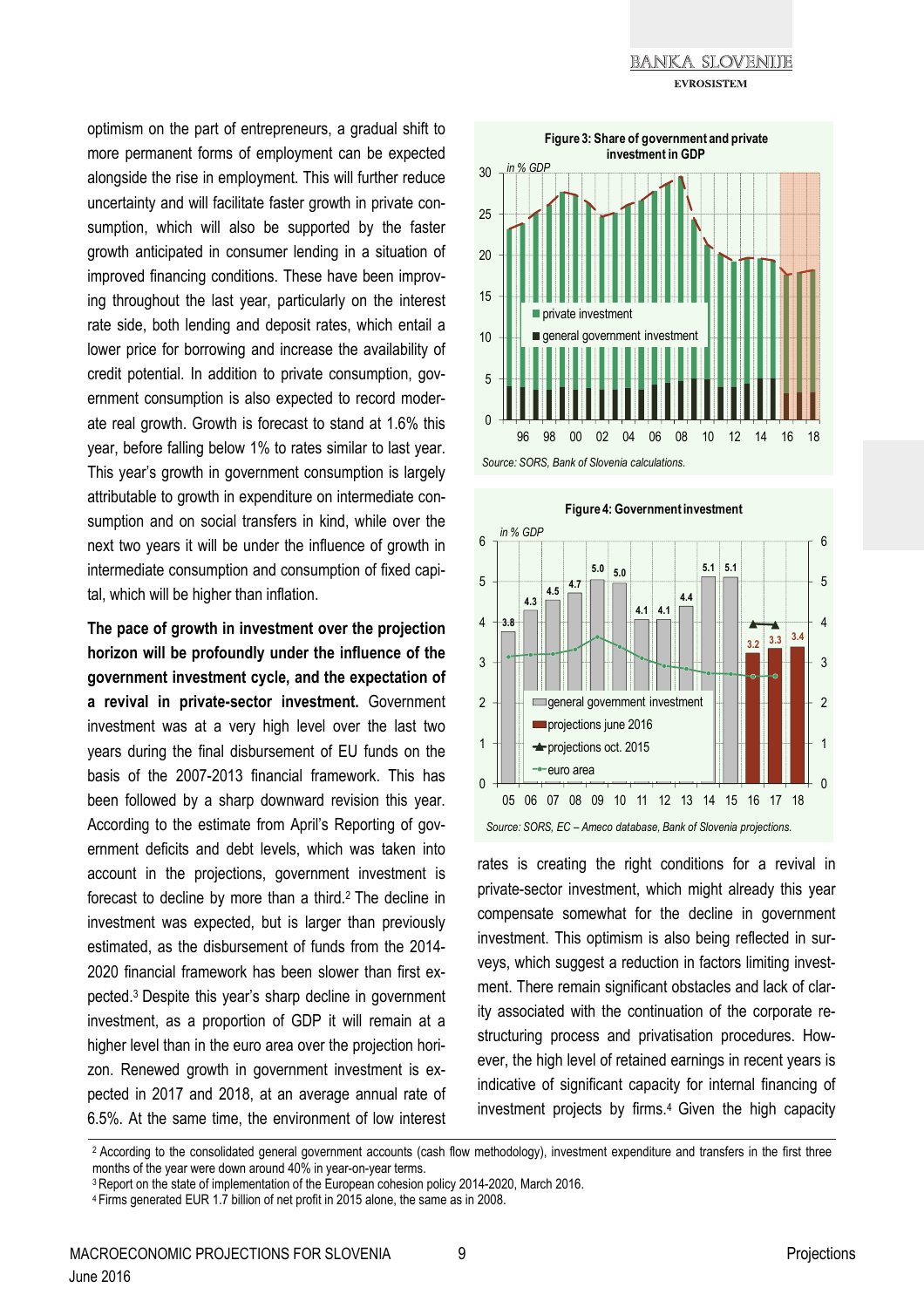optimism on the part of entrepreneurs, a gradual shift to more permanent forms of employment can be expected alongside the rise in employment. This will further reduce uncertainty and will facilitate faster growth in private consumption, which will also be supported by the faster growth anticipated in consumer lending in a situation of improved financing conditions. These have been improving throughout the last year, particularly on the interest rate side, both lending and deposit rates, which entail a lower price for borrowing and increase the availability of credit potential. In addition to private consumption, government consumption is also expected to record moderate real growth. Growth is forecast to stand at 1.6% this year, before falling below 1% to rates similar to last year. This year's growth in government consumption is largely attributable to growth in expenditure on intermediate consumption and on social transfers in kind, while over the next two years it will be under the influence of growth in intermediate consumption and consumption of fixed capital, which will be higher than inflation.

**The pace of growth in investment over the projection horizon will be profoundly under the influence of the government investment cycle, and the expectation of a revival in private-sector investment.** Government investment was at a very high level over the last two years during the final disbursement of EU funds on the basis of the 2007-2013 financial framework. This has been followed by a sharp downward revision this year. According to the estimate from April's Reporting of government deficits and debt levels, which was taken into account in the projections, government investment is forecast to decline by more than a third.[2] The decline in investment was expected, but is larger than previously estimated, as the disbursement of funds from the 2014-2020 financial framework has been slower than first expected.[3] Despite this year's sharp decline in government investment, as a proportion of GDP it will remain at a higher level than in the euro area over the projection horizon. Renewed growth in government investment is expected in 2017 and 2018, at an average annual rate of 6.5%. At the same time, the environment of low interest rates is creating the right conditions for a revival in private-sector investment, which might already this year compensate somewhat for the decline in government investment. This optimism is also being reflected in surveys, which suggest a reduction in factors limiting investment. There remain significant obstacles and lack of clarity associated with the continuation of the corporate restructuring process and privatisation procedures. However, the high level of retained earnings in recent years is indicative of significant capacity for internal financing of investment projects by firms.[4] Given the high capacity

**Figure 3: Share of government and private investment in GDP**

*Source: SORS, Bank of Slovenia calculations.*

**Figure 4: Government investment**

*Source: SORS, EC – Ameco database, Bank of Slovenia projections.*

---

[2] According to the consolidated general government accounts (cash flow methodology), investment expenditure and transfers in the first three months of the year were down around 40% in year-on-year terms.

[3] Report on the state of implementation of the European cohesion policy 2014-2020, March 2016.

[4] Firms generated EUR 1.7 billion of net profit in 2015 alone, the same as in 2008.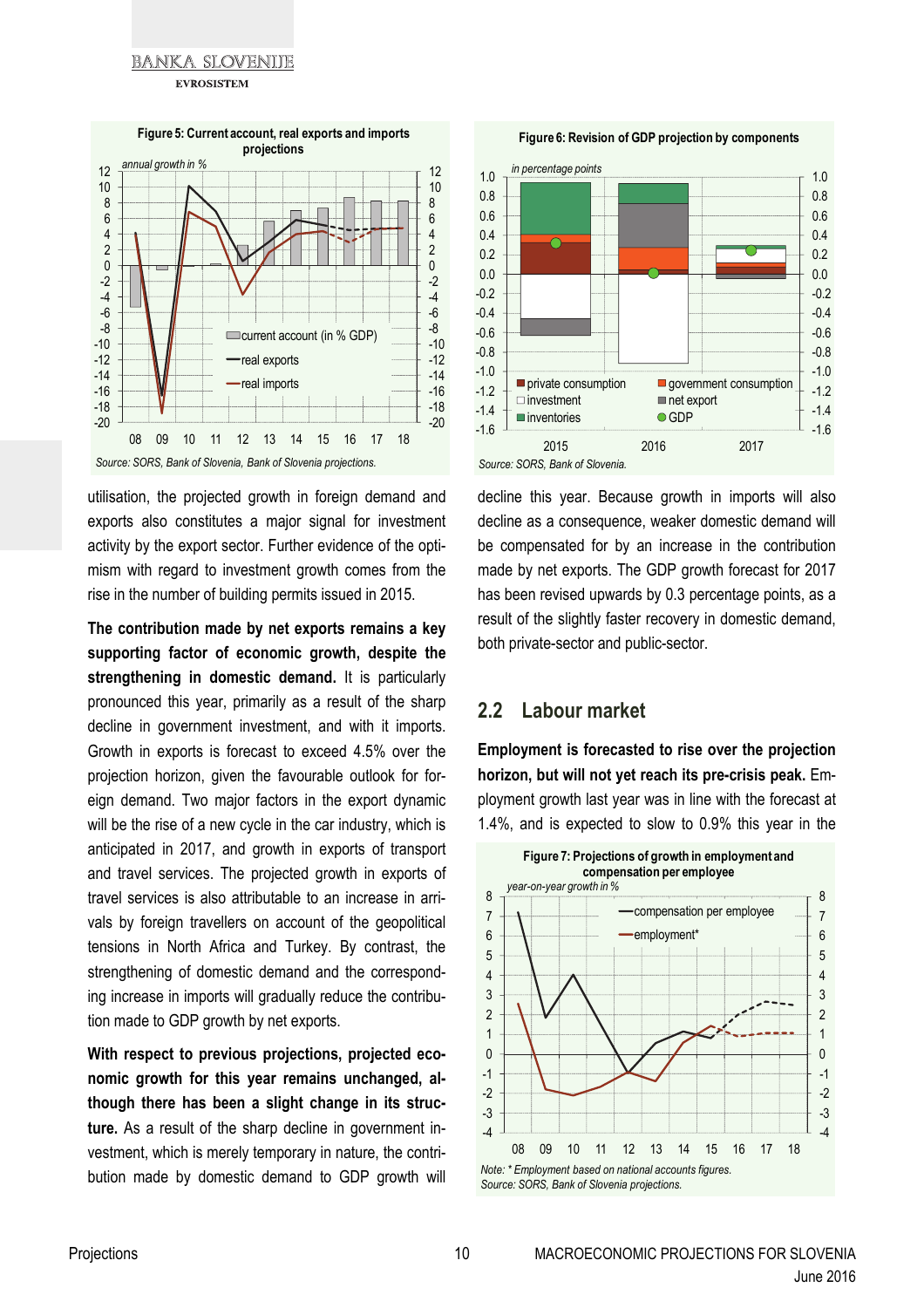**Figure 5: Current account, real exports and imports projections**

*Source: SORS, Bank of Slovenia, Bank of Slovenia projections.*

**Figure 6: Revision of GDP projection by components**

*Source: SORS, Bank of Slovenia.*

utilisation, the projected growth in foreign demand and exports also constitutes a major signal for investment activity by the export sector. Further evidence of the optimism with regard to investment growth comes from the rise in the number of building permits issued in 2015.

**The contribution made by net exports remains a key supporting factor of economic growth, despite the strengthening in domestic demand.** It is particularly pronounced this year, primarily as a result of the sharp decline in government investment, and with it imports. Growth in exports is forecast to exceed 4.5% over the projection horizon, given the favourable outlook for foreign demand. Two major factors in the export dynamic will be the rise of a new cycle in the car industry, which is anticipated in 2017, and growth in exports of transport and travel services. The projected growth in exports of travel services is also attributable to an increase in arrivals by foreign travellers on account of the geopolitical tensions in North Africa and Turkey. By contrast, the strengthening of domestic demand and the corresponding increase in imports will gradually reduce the contribution made to GDP growth by net exports.

**With respect to previous projections, projected economic growth for this year remains unchanged, although there has been a slight change in its structure.** As a result of the sharp decline in government investment, which is merely temporary in nature, the contribution made by domestic demand to GDP growth will decline this year. Because growth in imports will also decline as a consequence, weaker domestic demand will be compensated for by an increase in the contribution made by net exports. The GDP growth forecast for 2017 has been revised upwards by 0.3 percentage points, as a result of the slightly faster recovery in domestic demand, both private-sector and public-sector.

## 2.2 Labour market

**Employment is forecasted to rise over the projection horizon, but will not yet reach its pre-crisis peak.** Employment growth last year was in line with the forecast at 1.4%, and is expected to slow to 0.9% this year in the

**Figure 7: Projections of growth in employment and compensation per employee**

*Note: \* Employment based on national accounts figures.*
*Source: SORS, Bank of Slovenia projections.*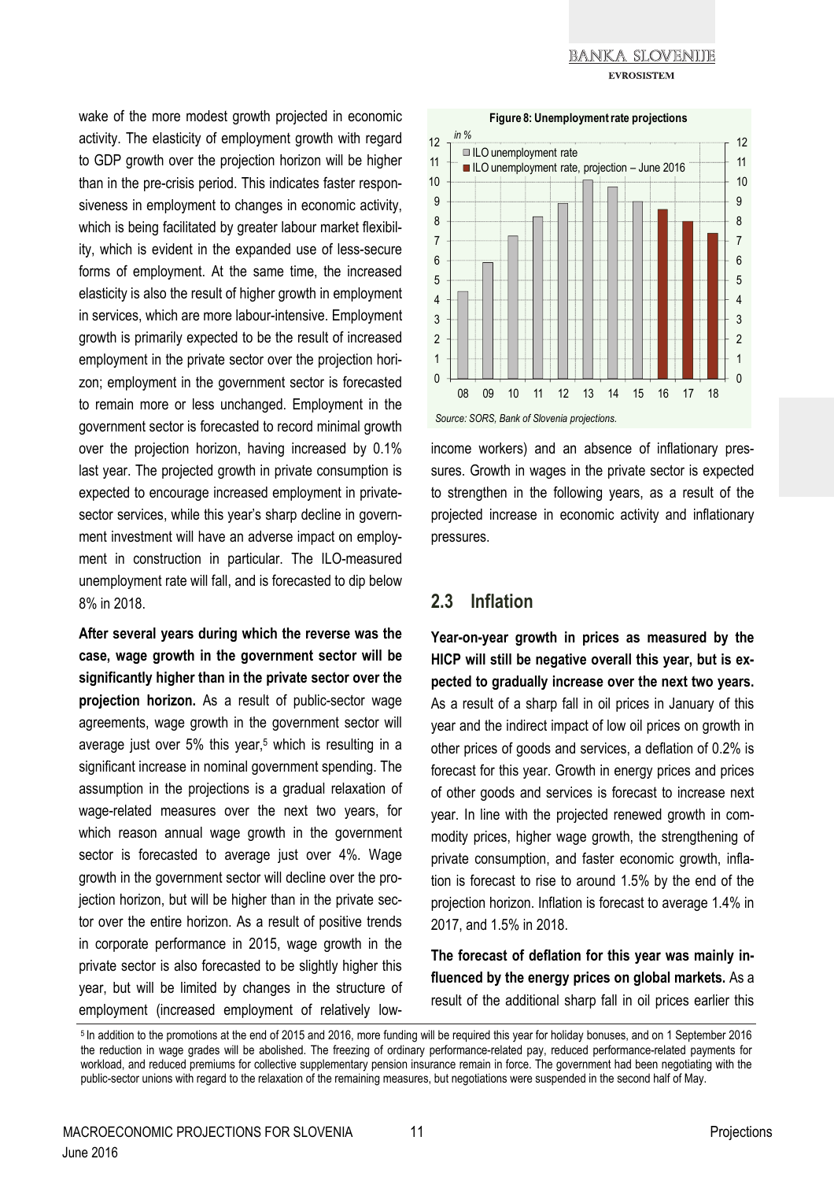wake of the more modest growth projected in economic activity. The elasticity of employment growth with regard to GDP growth over the projection horizon will be higher than in the pre-crisis period. This indicates faster responsiveness in employment to changes in economic activity, which is being facilitated by greater labour market flexibility, which is evident in the expanded use of less-secure forms of employment. At the same time, the increased elasticity is also the result of higher growth in employment in services, which are more labour-intensive. Employment growth is primarily expected to be the result of increased employment in the private sector over the projection horizon; employment in the government sector is forecasted to remain more or less unchanged. Employment in the government sector is forecasted to record minimal growth over the projection horizon, having increased by 0.1% last year. The projected growth in private consumption is expected to encourage increased employment in private-sector services, while this year's sharp decline in government investment will have an adverse impact on employment in construction in particular. The ILO-measured unemployment rate will fall, and is forecasted to dip below 8% in 2018.

**After several years during which the reverse was the case, wage growth in the government sector will be significantly higher than in the private sector over the projection horizon.** As a result of public-sector wage agreements, wage growth in the government sector will average just over 5% this year,[5] which is resulting in a significant increase in nominal government spending. The assumption in the projections is a gradual relaxation of wage-related measures over the next two years, for which reason annual wage growth in the government sector is forecasted to average just over 4%. Wage growth in the government sector will decline over the projection horizon, but will be higher than in the private sector over the entire horizon. As a result of positive trends in corporate performance in 2015, wage growth in the private sector is also forecasted to be slightly higher this year, but will be limited by changes in the structure of employment (increased employment of relatively low-income workers) and an absence of inflationary pressures. Growth in wages in the private sector is expected to strengthen in the following years, as a result of the projected increase in economic activity and inflationary pressures.

**Figure 8: Unemployment rate projections**

| in % | 08 | 09 | 10 | 11 | 12 | 13 | 14 | 15 | 16 | 17 | 18 |
|---|---|---|---|---|---|---|---|---|---|---|---|
| ILO unemployment rate | 4.4 | 5.9 | 7.3 | 8.2 | 8.9 | 10.1 | 9.7 | 9.0 | | | |
| ILO unemployment rate, projection – June 2016 | | | | | | | | | 8.6 | 8.0 | 7.4 |

*Source: SORS, Bank of Slovenia projections.*

## 2.3 Inflation

**Year-on-year growth in prices as measured by the HICP will still be negative overall this year, but is expected to gradually increase over the next two years.** As a result of a sharp fall in oil prices in January of this year and the indirect impact of low oil prices on growth in other prices of goods and services, a deflation of 0.2% is forecast for this year. Growth in energy prices and prices of other goods and services is forecast to increase next year. In line with the projected renewed growth in commodity prices, higher wage growth, the strengthening of private consumption, and faster economic growth, inflation is forecast to rise to around 1.5% by the end of the projection horizon. Inflation is forecast to average 1.4% in 2017, and 1.5% in 2018.

**The forecast of deflation for this year was mainly influenced by the energy prices on global markets.** As a result of the additional sharp fall in oil prices earlier this

[5] In addition to the promotions at the end of 2015 and 2016, more funding will be required this year for holiday bonuses, and on 1 September 2016 the reduction in wage grades will be abolished. The freezing of ordinary performance-related pay, reduced performance-related payments for workload, and reduced premiums for collective supplementary pension insurance remain in force. The government had been negotiating with the public-sector unions with regard to the relaxation of the remaining measures, but negotiations were suspended in the second half of May.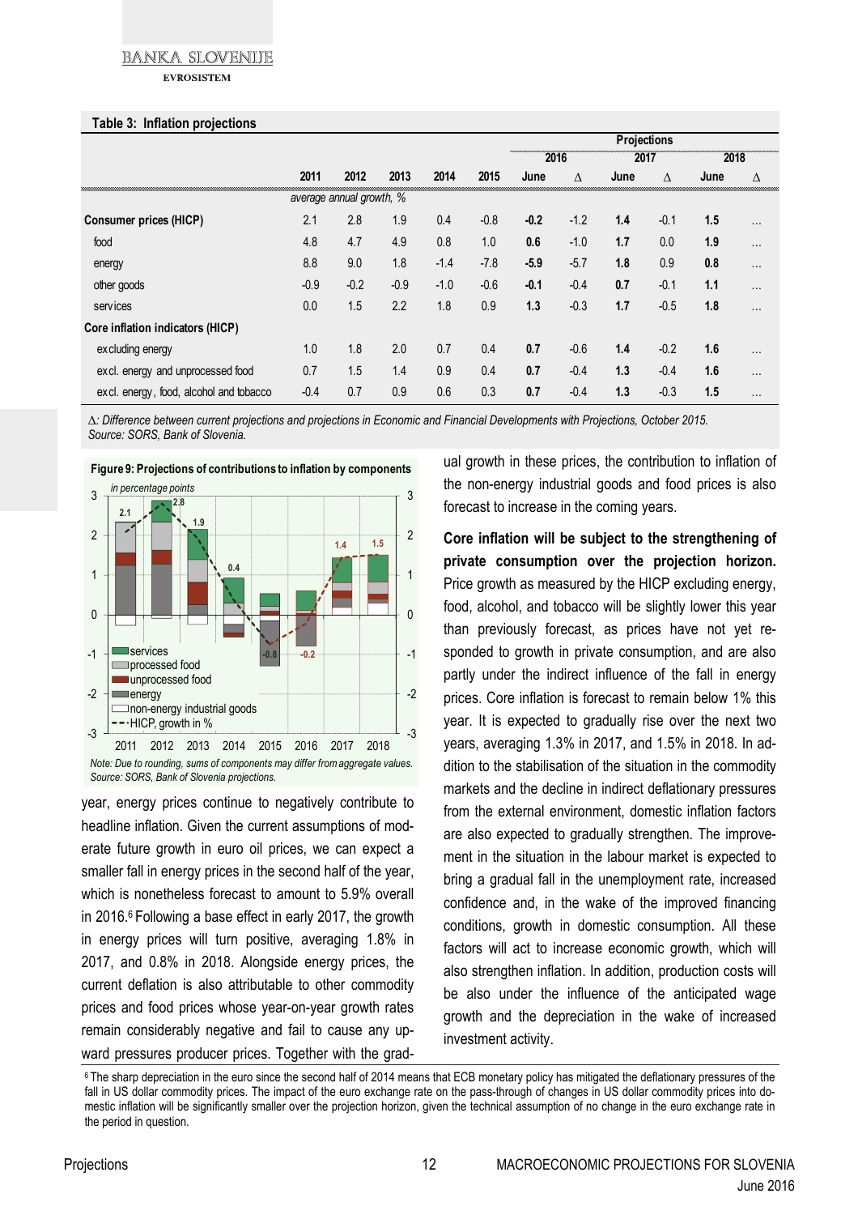**Table 3: Inflation projections**

| | 2011 | 2012 | 2013 | 2014 | 2015 | Projections 2016 June | 2016 Δ | 2017 June | 2017 Δ | 2018 June | 2018 Δ |
|---|---|---|---|---|---|---|---|---|---|---|---|
| | *average annual growth, %* | | | | | | | | | | |
| **Consumer prices (HICP)** | 2.1 | 2.8 | 1.9 | 0.4 | -0.8 | **-0.2** | -1.2 | **1.4** | -0.1 | **1.5** | ... |
| food | 4.8 | 4.7 | 4.9 | 0.8 | 1.0 | **0.6** | -1.0 | **1.7** | 0.0 | **1.9** | ... |
| energy | 8.8 | 9.0 | 1.8 | -1.4 | -7.8 | **-5.9** | -5.7 | **1.8** | 0.9 | **0.8** | ... |
| other goods | -0.9 | -0.2 | -0.9 | -1.0 | -0.6 | **-0.1** | -0.4 | **0.7** | -0.1 | **1.1** | ... |
| services | 0.0 | 1.5 | 2.2 | 1.8 | 0.9 | **1.3** | -0.3 | **1.7** | -0.5 | **1.8** | ... |
| **Core inflation indicators (HICP)** | | | | | | | | | | | |
| excluding energy | 1.0 | 1.8 | 2.0 | 0.7 | 0.4 | **0.7** | -0.6 | **1.4** | -0.2 | **1.6** | ... |
| excl. energy and unprocessed food | 0.7 | 1.5 | 1.4 | 0.9 | 0.4 | **0.7** | -0.4 | **1.3** | -0.4 | **1.6** | ... |
| excl. energy, food, alcohol and tobacco | -0.4 | 0.7 | 0.9 | 0.6 | 0.3 | **0.7** | -0.4 | **1.3** | -0.3 | **1.5** | ... |

*Δ: Difference between current projections and projections in Economic and Financial Developments with Projections, October 2015.*
*Source: SORS, Bank of Slovenia.*

**Figure 9: Projections of contributions to inflation by components**

*in percentage points*

*Note: Due to rounding, sums of components may differ from aggregate values.*
*Source: SORS, Bank of Slovenia projections.*

year, energy prices continue to negatively contribute to headline inflation. Given the current assumptions of moderate future growth in euro oil prices, we can expect a smaller fall in energy prices in the second half of the year, which is nonetheless forecast to amount to 5.9% overall in 2016.[6] Following a base effect in early 2017, the growth in energy prices will turn positive, averaging 1.8% in 2017, and 0.8% in 2018. Alongside energy prices, the current deflation is also attributable to other commodity prices and food prices whose year-on-year growth rates remain considerably negative and fail to cause any upward pressures producer prices. Together with the gradual growth in these prices, the contribution to inflation of the non-energy industrial goods and food prices is also forecast to increase in the coming years.

**Core inflation will be subject to the strengthening of private consumption over the projection horizon.** Price growth as measured by the HICP excluding energy, food, alcohol, and tobacco will be slightly lower this year than previously forecast, as prices have not yet responded to growth in private consumption, and are also partly under the indirect influence of the fall in energy prices. Core inflation is forecast to remain below 1% this year. It is expected to gradually rise over the next two years, averaging 1.3% in 2017, and 1.5% in 2018. In addition to the stabilisation of the situation in the commodity markets and the decline in indirect deflationary pressures from the external environment, domestic inflation factors are also expected to gradually strengthen. The improvement in the situation in the labour market is expected to bring a gradual fall in the unemployment rate, increased confidence and, in the wake of the improved financing conditions, growth in domestic consumption. All these factors will act to increase economic growth, which will also strengthen inflation. In addition, production costs will be also under the influence of the anticipated wage growth and the depreciation in the wake of increased investment activity.

[6] The sharp depreciation in the euro since the second half of 2014 means that ECB monetary policy has mitigated the deflationary pressures of the fall in US dollar commodity prices. The impact of the euro exchange rate on the pass-through of changes in US dollar commodity prices into domestic inflation will be significantly smaller over the projection horizon, given the technical assumption of no change in the euro exchange rate in the period in question.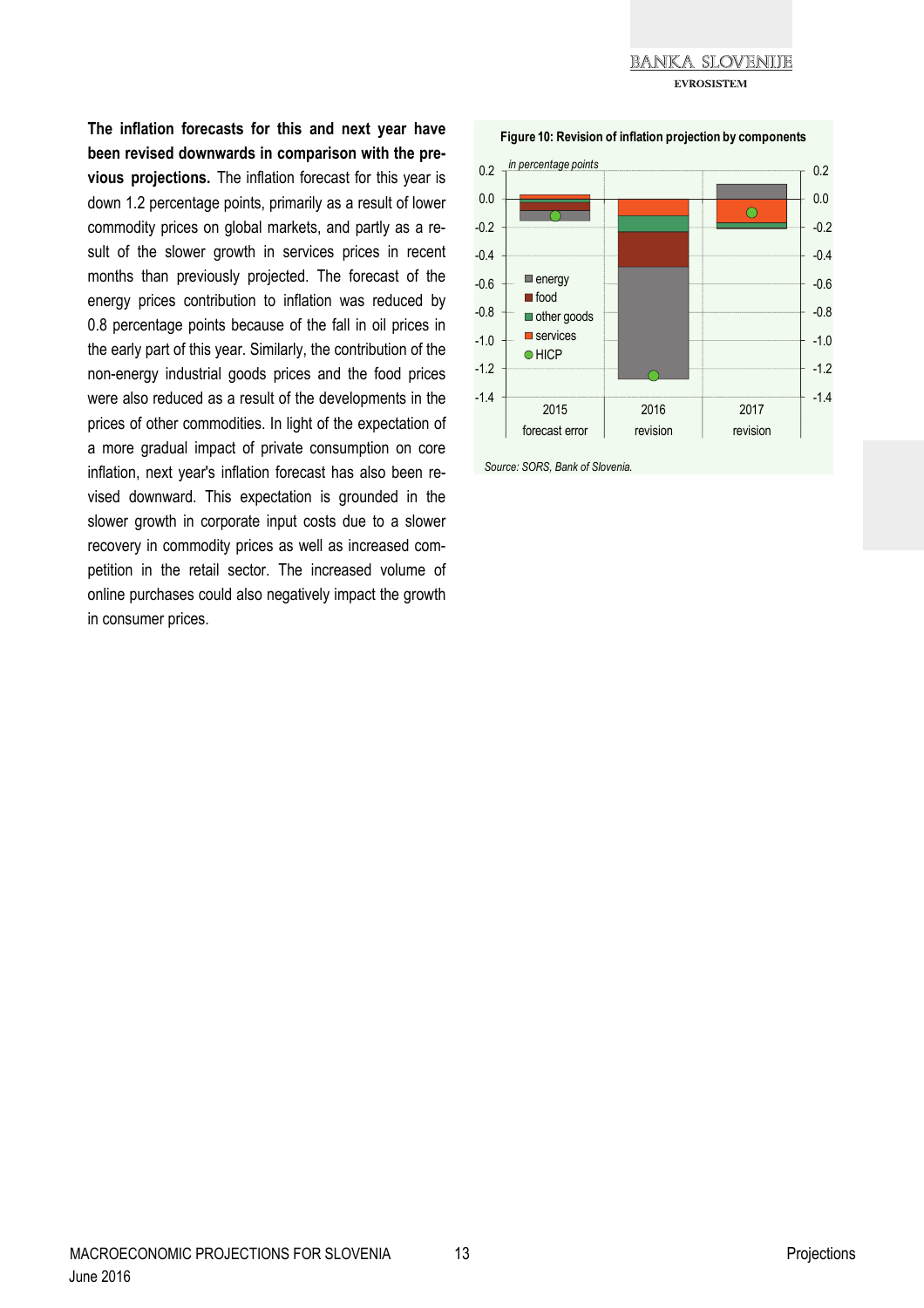**The inflation forecasts for this and next year have been revised downwards in comparison with the previous projections.** The inflation forecast for this year is down 1.2 percentage points, primarily as a result of lower commodity prices on global markets, and partly as a result of the slower growth in services prices in recent months than previously projected. The forecast of the energy prices contribution to inflation was reduced by 0.8 percentage points because of the fall in oil prices in the early part of this year. Similarly, the contribution of the non-energy industrial goods prices and the food prices were also reduced as a result of the developments in the prices of other commodities. In light of the expectation of a more gradual impact of private consumption on core inflation, next year's inflation forecast has also been revised downward. This expectation is grounded in the slower growth in corporate input costs due to a slower recovery in commodity prices as well as increased competition in the retail sector. The increased volume of online purchases could also negatively impact the growth in consumer prices.

**Figure 10: Revision of inflation projection by components**

*in percentage points*

Legend: energy, food, other goods, services, HICP

Categories: 2015 forecast error; 2016 revision; 2017 revision

*Source: SORS, Bank of Slovenia.*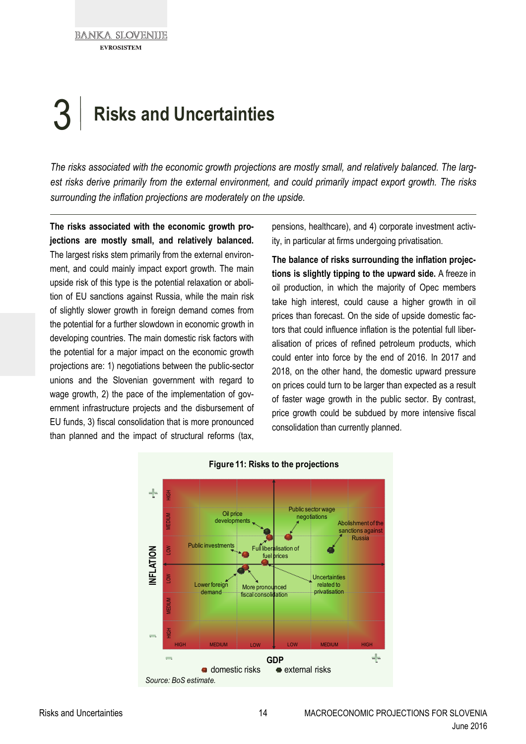# 3 Risks and Uncertainties

*The risks associated with the economic growth projections are mostly small, and relatively balanced. The largest risks derive primarily from the external environment, and could primarily impact export growth. The risks surrounding the inflation projections are moderately on the upside.*

**The risks associated with the economic growth projections are mostly small, and relatively balanced.** The largest risks stem primarily from the external environment, and could mainly impact export growth. The main upside risk of this type is the potential relaxation or abolition of EU sanctions against Russia, while the main risk of slightly slower growth in foreign demand comes from the potential for a further slowdown in economic growth in developing countries. The main domestic risk factors with the potential for a major impact on the economic growth projections are: 1) negotiations between the public-sector unions and the Slovenian government with regard to wage growth, 2) the pace of the implementation of government infrastructure projects and the disbursement of EU funds, 3) fiscal consolidation that is more pronounced than planned and the impact of structural reforms (tax, pensions, healthcare), and 4) corporate investment activity, in particular at firms undergoing privatisation.

**The balance of risks surrounding the inflation projections is slightly tipping to the upward side.** A freeze in oil production, in which the majority of Opec members take high interest, could cause a higher growth in oil prices than forecast. On the side of upside domestic factors that could influence inflation is the potential full liberalisation of prices of refined petroleum products, which could enter into force by the end of 2016. In 2017 and 2018, on the other hand, the domestic upward pressure on prices could turn to be larger than expected as a result of faster wage growth in the public sector. By contrast, price growth could be subdued by more intensive fiscal consolidation than currently planned.

**Figure 11: Risks to the projections**

Source: BoS estimate.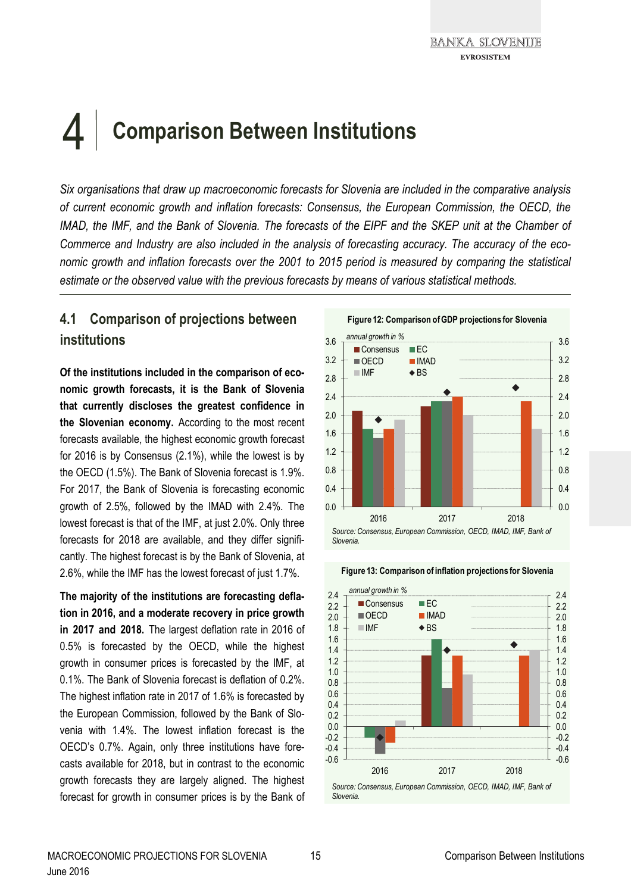# 4 Comparison Between Institutions

*Six organisations that draw up macroeconomic forecasts for Slovenia are included in the comparative analysis of current economic growth and inflation forecasts: Consensus, the European Commission, the OECD, the IMAD, the IMF, and the Bank of Slovenia. The forecasts of the EIPF and the SKEP unit at the Chamber of Commerce and Industry are also included in the analysis of forecasting accuracy. The accuracy of the economic growth and inflation forecasts over the 2001 to 2015 period is measured by comparing the statistical estimate or the observed value with the previous forecasts by means of various statistical methods.*

## 4.1 Comparison of projections between institutions

**Of the institutions included in the comparison of economic growth forecasts, it is the Bank of Slovenia that currently discloses the greatest confidence in the Slovenian economy.** According to the most recent forecasts available, the highest economic growth forecast for 2016 is by Consensus (2.1%), while the lowest is by the OECD (1.5%). The Bank of Slovenia forecast is 1.9%. For 2017, the Bank of Slovenia is forecasting economic growth of 2.5%, followed by the IMAD with 2.4%. The lowest forecast is that of the IMF, at just 2.0%. Only three forecasts for 2018 are available, and they differ significantly. The highest forecast is by the Bank of Slovenia, at 2.6%, while the IMF has the lowest forecast of just 1.7%.

**The majority of the institutions are forecasting deflation in 2016, and a moderate recovery in price growth in 2017 and 2018.** The largest deflation rate in 2016 of 0.5% is forecasted by the OECD, while the highest growth in consumer prices is forecasted by the IMF, at 0.1%. The Bank of Slovenia forecast is deflation of 0.2%. The highest inflation rate in 2017 of 1.6% is forecasted by the European Commission, followed by the Bank of Slovenia with 1.4%. The lowest inflation forecast is the OECD's 0.7%. Again, only three institutions have forecasts available for 2018, but in contrast to the economic growth forecasts they are largely aligned. The highest forecast for growth in consumer prices is by the Bank of

**Figure 12: Comparison of GDP projections for Slovenia**

*Source: Consensus, European Commission, OECD, IMAD, IMF, Bank of Slovenia.*

**Figure 13: Comparison of inflation projections for Slovenia**

*Source: Consensus, European Commission, OECD, IMAD, IMF, Bank of Slovenia.*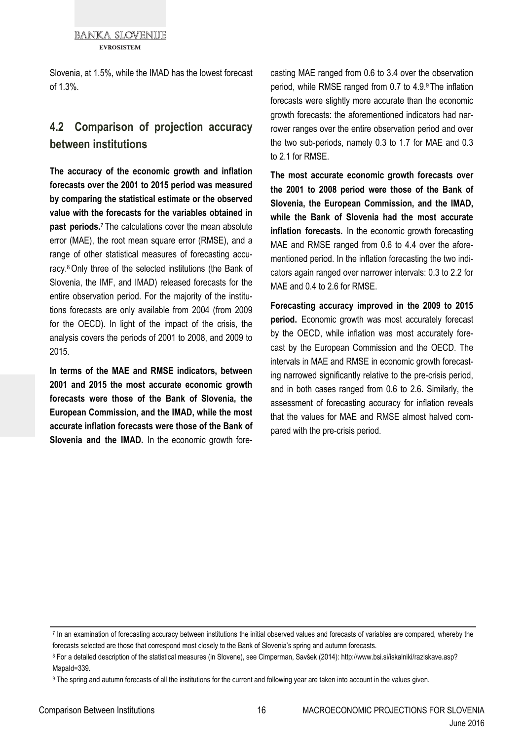Slovenia, at 1.5%, while the IMAD has the lowest forecast of 1.3%.

## 4.2 Comparison of projection accuracy between institutions

**The accuracy of the economic growth and inflation forecasts over the 2001 to 2015 period was measured by comparing the statistical estimate or the observed value with the forecasts for the variables obtained in past periods.[7]** The calculations cover the mean absolute error (MAE), the root mean square error (RMSE), and a range of other statistical measures of forecasting accuracy.[8] Only three of the selected institutions (the Bank of Slovenia, the IMF, and IMAD) released forecasts for the entire observation period. For the majority of the institutions forecasts are only available from 2004 (from 2009 for the OECD). In light of the impact of the crisis, the analysis covers the periods of 2001 to 2008, and 2009 to 2015.

**In terms of the MAE and RMSE indicators, between 2001 and 2015 the most accurate economic growth forecasts were those of the Bank of Slovenia, the European Commission, and the IMAD, while the most accurate inflation forecasts were those of the Bank of Slovenia and the IMAD.** In the economic growth forecasting MAE ranged from 0.6 to 3.4 over the observation period, while RMSE ranged from 0.7 to 4.9.[9] The inflation forecasts were slightly more accurate than the economic growth forecasts: the aforementioned indicators had narrower ranges over the entire observation period and over the two sub-periods, namely 0.3 to 1.7 for MAE and 0.3 to 2.1 for RMSE.

**The most accurate economic growth forecasts over the 2001 to 2008 period were those of the Bank of Slovenia, the European Commission, and the IMAD, while the Bank of Slovenia had the most accurate inflation forecasts.** In the economic growth forecasting MAE and RMSE ranged from 0.6 to 4.4 over the aforementioned period. In the inflation forecasting the two indicators again ranged over narrower intervals: 0.3 to 2.2 for MAE and 0.4 to 2.6 for RMSE.

**Forecasting accuracy improved in the 2009 to 2015 period.** Economic growth was most accurately forecast by the OECD, while inflation was most accurately forecast by the European Commission and the OECD. The intervals in MAE and RMSE in economic growth forecasting narrowed significantly relative to the pre-crisis period, and in both cases ranged from 0.6 to 2.6. Similarly, the assessment of forecasting accuracy for inflation reveals that the values for MAE and RMSE almost halved compared with the pre-crisis period.

---

[7] In an examination of forecasting accuracy between institutions the initial observed values and forecasts of variables are compared, whereby the forecasts selected are those that correspond most closely to the Bank of Slovenia's spring and autumn forecasts.

[8] For a detailed description of the statistical measures (in Slovene), see Cimperman, Savšek (2014): http://www.bsi.si/iskalniki/raziskave.asp?MapaId=339.

[9] The spring and autumn forecasts of all the institutions for the current and following year are taken into account in the values given.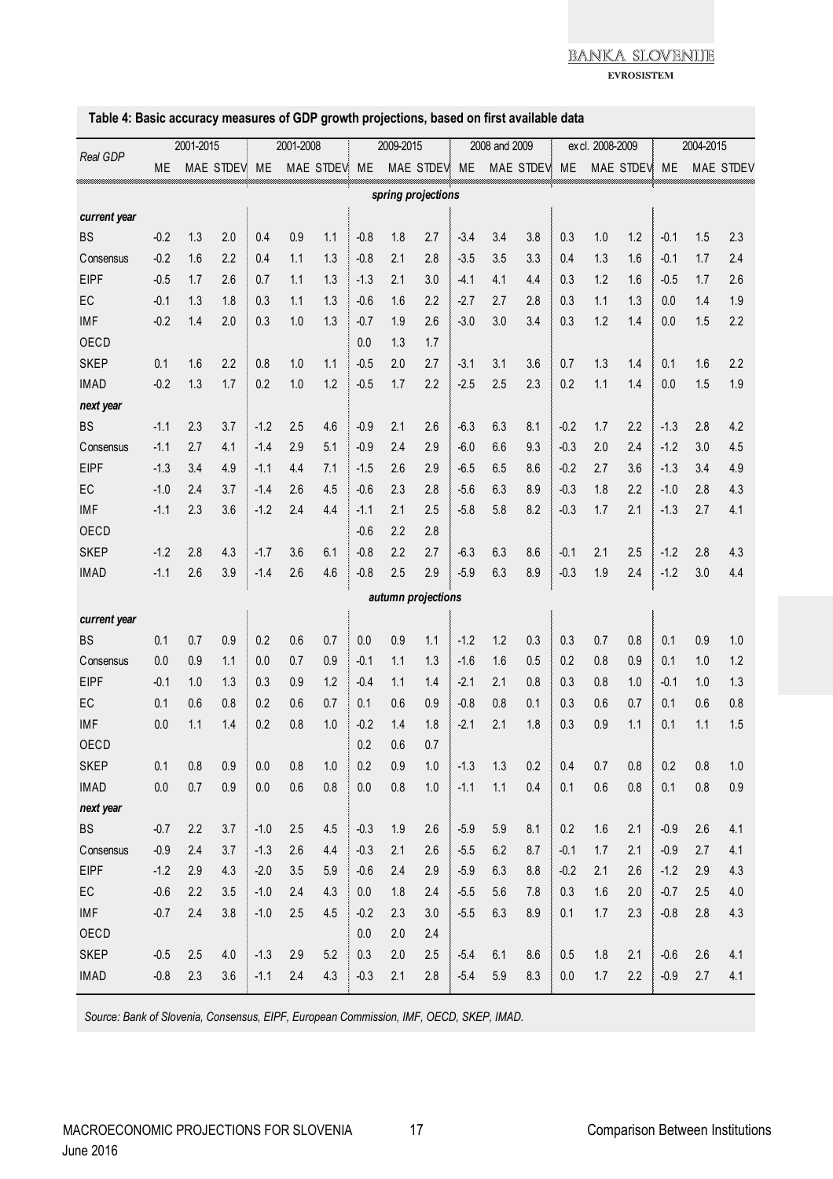**Table 4: Basic accuracy measures of GDP growth projections, based on first available data**

| Real GDP | 2001-2015 | | | 2001-2008 | | | 2009-2015 | | | 2008 and 2009 | | | excl. 2008-2009 | | | 2004-2015 | | |
|---|---|---|---|---|---|---|---|---|---|---|---|---|---|---|---|---|---|---|
| | ME | MAE | STDEV | ME | MAE | STDEV | ME | MAE | STDEV | ME | MAE | STDEV | ME | MAE | STDEV | ME | MAE | STDEV |
| | | | | | | | *spring projections* | | | | | | | | | | | |
| ***current year*** | | | | | | | | | | | | | | | | | | |
| BS | -0.2 | 1.3 | 2.0 | 0.4 | 0.9 | 1.1 | -0.8 | 1.8 | 2.7 | -3.4 | 3.4 | 3.8 | 0.3 | 1.0 | 1.2 | -0.1 | 1.5 | 2.3 |
| Consensus | -0.2 | 1.6 | 2.2 | 0.4 | 1.1 | 1.3 | -0.8 | 2.1 | 2.8 | -3.5 | 3.5 | 3.3 | 0.4 | 1.3 | 1.6 | -0.1 | 1.7 | 2.4 |
| EIPF | -0.5 | 1.7 | 2.6 | 0.7 | 1.1 | 1.3 | -1.3 | 2.1 | 3.0 | -4.1 | 4.1 | 4.4 | 0.3 | 1.2 | 1.6 | -0.5 | 1.7 | 2.6 |
| EC | -0.1 | 1.3 | 1.8 | 0.3 | 1.1 | 1.3 | -0.6 | 1.6 | 2.2 | -2.7 | 2.7 | 2.8 | 0.3 | 1.1 | 1.3 | 0.0 | 1.4 | 1.9 |
| IMF | -0.2 | 1.4 | 2.0 | 0.3 | 1.0 | 1.3 | -0.7 | 1.9 | 2.6 | -3.0 | 3.0 | 3.4 | 0.3 | 1.2 | 1.4 | 0.0 | 1.5 | 2.2 |
| OECD | | | | | | | 0.0 | 1.3 | 1.7 | | | | | | | | | |
| SKEP | 0.1 | 1.6 | 2.2 | 0.8 | 1.0 | 1.1 | -0.5 | 2.0 | 2.7 | -3.1 | 3.1 | 3.6 | 0.7 | 1.3 | 1.4 | 0.1 | 1.6 | 2.2 |
| IMAD | -0.2 | 1.3 | 1.7 | 0.2 | 1.0 | 1.2 | -0.5 | 1.7 | 2.2 | -2.5 | 2.5 | 2.3 | 0.2 | 1.1 | 1.4 | 0.0 | 1.5 | 1.9 |
| ***next year*** | | | | | | | | | | | | | | | | | | |
| BS | -1.1 | 2.3 | 3.7 | -1.2 | 2.5 | 4.6 | -0.9 | 2.1 | 2.6 | -6.3 | 6.3 | 8.1 | -0.2 | 1.7 | 2.2 | -1.3 | 2.8 | 4.2 |
| Consensus | -1.1 | 2.7 | 4.1 | -1.4 | 2.9 | 5.1 | -0.9 | 2.4 | 2.9 | -6.0 | 6.6 | 9.3 | -0.3 | 2.0 | 2.4 | -1.2 | 3.0 | 4.5 |
| EIPF | -1.3 | 3.4 | 4.9 | -1.1 | 4.4 | 7.1 | -1.5 | 2.6 | 2.9 | -6.5 | 6.5 | 8.6 | -0.2 | 2.7 | 3.6 | -1.3 | 3.4 | 4.9 |
| EC | -1.0 | 2.4 | 3.7 | -1.4 | 2.6 | 4.5 | -0.6 | 2.3 | 2.8 | -5.6 | 6.3 | 8.9 | -0.3 | 1.8 | 2.2 | -1.0 | 2.8 | 4.3 |
| IMF | -1.1 | 2.3 | 3.6 | -1.2 | 2.4 | 4.4 | -1.1 | 2.1 | 2.5 | -5.8 | 5.8 | 8.2 | -0.3 | 1.7 | 2.1 | -1.3 | 2.7 | 4.1 |
| OECD | | | | | | | -0.6 | 2.2 | 2.8 | | | | | | | | | |
| SKEP | -1.2 | 2.8 | 4.3 | -1.7 | 3.6 | 6.1 | -0.8 | 2.2 | 2.7 | -6.3 | 6.3 | 8.6 | -0.1 | 2.1 | 2.5 | -1.2 | 2.8 | 4.3 |
| IMAD | -1.1 | 2.6 | 3.9 | -1.4 | 2.6 | 4.6 | -0.8 | 2.5 | 2.9 | -5.9 | 6.3 | 8.9 | -0.3 | 1.9 | 2.4 | -1.2 | 3.0 | 4.4 |
| | | | | | | | *autumn projections* | | | | | | | | | | | |
| ***current year*** | | | | | | | | | | | | | | | | | | |
| BS | 0.1 | 0.7 | 0.9 | 0.2 | 0.6 | 0.7 | 0.0 | 0.9 | 1.1 | -1.2 | 1.2 | 0.3 | 0.3 | 0.7 | 0.8 | 0.1 | 0.9 | 1.0 |
| Consensus | 0.0 | 0.9 | 1.1 | 0.0 | 0.7 | 0.9 | -0.1 | 1.1 | 1.3 | -1.6 | 1.6 | 0.5 | 0.2 | 0.8 | 0.9 | 0.1 | 1.0 | 1.2 |
| EIPF | -0.1 | 1.0 | 1.3 | 0.3 | 0.9 | 1.2 | -0.4 | 1.1 | 1.4 | -2.1 | 2.1 | 0.8 | 0.3 | 0.8 | 1.0 | -0.1 | 1.0 | 1.3 |
| EC | 0.1 | 0.6 | 0.8 | 0.2 | 0.6 | 0.7 | 0.1 | 0.6 | 0.9 | -0.8 | 0.8 | 0.1 | 0.3 | 0.6 | 0.7 | 0.1 | 0.6 | 0.8 |
| IMF | 0.0 | 1.1 | 1.4 | 0.2 | 0.8 | 1.0 | -0.2 | 1.4 | 1.8 | -2.1 | 2.1 | 1.8 | 0.3 | 0.9 | 1.1 | 0.1 | 1.1 | 1.5 |
| OECD | | | | | | | 0.2 | 0.6 | 0.7 | | | | | | | | | |
| SKEP | 0.1 | 0.8 | 0.9 | 0.0 | 0.8 | 1.0 | 0.2 | 0.9 | 1.0 | -1.3 | 1.3 | 0.2 | 0.4 | 0.7 | 0.8 | 0.2 | 0.8 | 1.0 |
| IMAD | 0.0 | 0.7 | 0.9 | 0.0 | 0.6 | 0.8 | 0.0 | 0.8 | 1.0 | -1.1 | 1.1 | 0.4 | 0.1 | 0.6 | 0.8 | 0.1 | 0.8 | 0.9 |
| ***next year*** | | | | | | | | | | | | | | | | | | |
| BS | -0.7 | 2.2 | 3.7 | -1.0 | 2.5 | 4.5 | -0.3 | 1.9 | 2.6 | -5.9 | 5.9 | 8.1 | 0.2 | 1.6 | 2.1 | -0.9 | 2.6 | 4.1 |
| Consensus | -0.9 | 2.4 | 3.7 | -1.3 | 2.6 | 4.4 | -0.3 | 2.1 | 2.6 | -5.5 | 6.2 | 8.7 | -0.1 | 1.7 | 2.1 | -0.9 | 2.7 | 4.1 |
| EIPF | -1.2 | 2.9 | 4.3 | -2.0 | 3.5 | 5.9 | -0.6 | 2.4 | 2.9 | -5.9 | 6.3 | 8.8 | -0.2 | 2.1 | 2.6 | -1.2 | 2.9 | 4.3 |
| EC | -0.6 | 2.2 | 3.5 | -1.0 | 2.4 | 4.3 | 0.0 | 1.8 | 2.4 | -5.5 | 5.6 | 7.8 | 0.3 | 1.6 | 2.0 | -0.7 | 2.5 | 4.0 |
| IMF | -0.7 | 2.4 | 3.8 | -1.0 | 2.5 | 4.5 | -0.2 | 2.3 | 3.0 | -5.5 | 6.3 | 8.9 | 0.1 | 1.7 | 2.3 | -0.8 | 2.8 | 4.3 |
| OECD | | | | | | | 0.0 | 2.0 | 2.4 | | | | | | | | | |
| SKEP | -0.5 | 2.5 | 4.0 | -1.3 | 2.9 | 5.2 | 0.3 | 2.0 | 2.5 | -5.4 | 6.1 | 8.6 | 0.5 | 1.8 | 2.1 | -0.6 | 2.6 | 4.1 |
| IMAD | -0.8 | 2.3 | 3.6 | -1.1 | 2.4 | 4.3 | -0.3 | 2.1 | 2.8 | -5.4 | 5.9 | 8.3 | 0.0 | 1.7 | 2.2 | -0.9 | 2.7 | 4.1 |

*Source: Bank of Slovenia, Consensus, EIPF, European Commission, IMF, OECD, SKEP, IMAD.*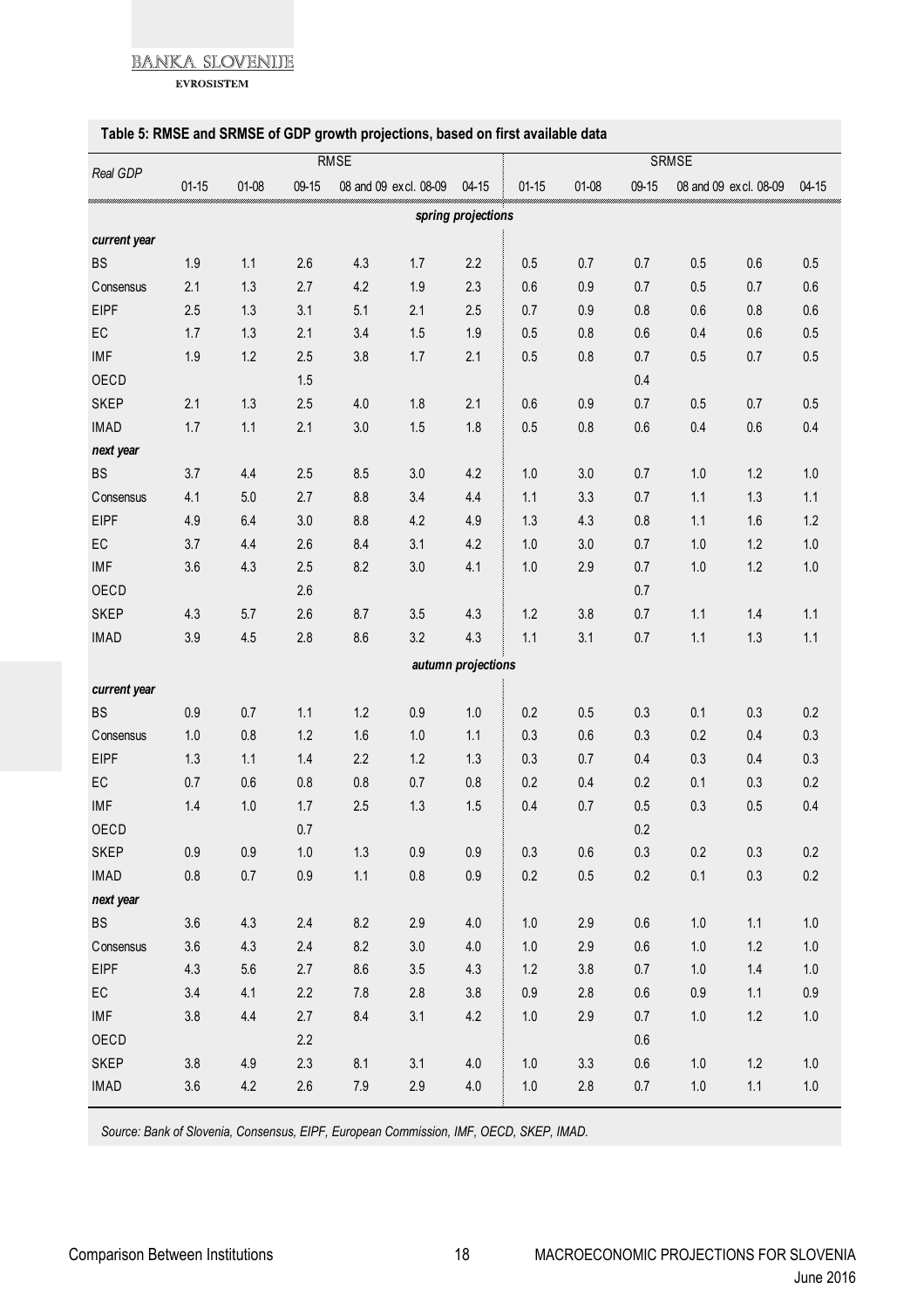**Table 5: RMSE and SRMSE of GDP growth projections, based on first available data**

| Real GDP | RMSE | | | | | | SRMSE | | | | | |
|---|---|---|---|---|---|---|---|---|---|---|---|---|
| | 01-15 | 01-08 | 09-15 | 08 and 09 | excl. 08-09 | 04-15 | 01-15 | 01-08 | 09-15 | 08 and 09 | excl. 08-09 | 04-15 |
| *spring projections* | | | | | | | | | | | | |
| ***current year*** | | | | | | | | | | | | |
| BS | 1.9 | 1.1 | 2.6 | 4.3 | 1.7 | 2.2 | 0.5 | 0.7 | 0.7 | 0.5 | 0.6 | 0.5 |
| Consensus | 2.1 | 1.3 | 2.7 | 4.2 | 1.9 | 2.3 | 0.6 | 0.9 | 0.7 | 0.5 | 0.7 | 0.6 |
| EIPF | 2.5 | 1.3 | 3.1 | 5.1 | 2.1 | 2.5 | 0.7 | 0.9 | 0.8 | 0.6 | 0.8 | 0.6 |
| EC | 1.7 | 1.3 | 2.1 | 3.4 | 1.5 | 1.9 | 0.5 | 0.8 | 0.6 | 0.4 | 0.6 | 0.5 |
| IMF | 1.9 | 1.2 | 2.5 | 3.8 | 1.7 | 2.1 | 0.5 | 0.8 | 0.7 | 0.5 | 0.7 | 0.5 |
| OECD | | | 1.5 | | | | | | 0.4 | | | |
| SKEP | 2.1 | 1.3 | 2.5 | 4.0 | 1.8 | 2.1 | 0.6 | 0.9 | 0.7 | 0.5 | 0.7 | 0.5 |
| IMAD | 1.7 | 1.1 | 2.1 | 3.0 | 1.5 | 1.8 | 0.5 | 0.8 | 0.6 | 0.4 | 0.6 | 0.4 |
| ***next year*** | | | | | | | | | | | | |
| BS | 3.7 | 4.4 | 2.5 | 8.5 | 3.0 | 4.2 | 1.0 | 3.0 | 0.7 | 1.0 | 1.2 | 1.0 |
| Consensus | 4.1 | 5.0 | 2.7 | 8.8 | 3.4 | 4.4 | 1.1 | 3.3 | 0.7 | 1.1 | 1.3 | 1.1 |
| EIPF | 4.9 | 6.4 | 3.0 | 8.8 | 4.2 | 4.9 | 1.3 | 4.3 | 0.8 | 1.1 | 1.6 | 1.2 |
| EC | 3.7 | 4.4 | 2.6 | 8.4 | 3.1 | 4.2 | 1.0 | 3.0 | 0.7 | 1.0 | 1.2 | 1.0 |
| IMF | 3.6 | 4.3 | 2.5 | 8.2 | 3.0 | 4.1 | 1.0 | 2.9 | 0.7 | 1.0 | 1.2 | 1.0 |
| OECD | | | 2.6 | | | | | | 0.7 | | | |
| SKEP | 4.3 | 5.7 | 2.6 | 8.7 | 3.5 | 4.3 | 1.2 | 3.8 | 0.7 | 1.1 | 1.4 | 1.1 |
| IMAD | 3.9 | 4.5 | 2.8 | 8.6 | 3.2 | 4.3 | 1.1 | 3.1 | 0.7 | 1.1 | 1.3 | 1.1 |
| *autumn projections* | | | | | | | | | | | | |
| ***current year*** | | | | | | | | | | | | |
| BS | 0.9 | 0.7 | 1.1 | 1.2 | 0.9 | 1.0 | 0.2 | 0.5 | 0.3 | 0.1 | 0.3 | 0.2 |
| Consensus | 1.0 | 0.8 | 1.2 | 1.6 | 1.0 | 1.1 | 0.3 | 0.6 | 0.3 | 0.2 | 0.4 | 0.3 |
| EIPF | 1.3 | 1.1 | 1.4 | 2.2 | 1.2 | 1.3 | 0.3 | 0.7 | 0.4 | 0.3 | 0.4 | 0.3 |
| EC | 0.7 | 0.6 | 0.8 | 0.8 | 0.7 | 0.8 | 0.2 | 0.4 | 0.2 | 0.1 | 0.3 | 0.2 |
| IMF | 1.4 | 1.0 | 1.7 | 2.5 | 1.3 | 1.5 | 0.4 | 0.7 | 0.5 | 0.3 | 0.5 | 0.4 |
| OECD | | | 0.7 | | | | | | 0.2 | | | |
| SKEP | 0.9 | 0.9 | 1.0 | 1.3 | 0.9 | 0.9 | 0.3 | 0.6 | 0.3 | 0.2 | 0.3 | 0.2 |
| IMAD | 0.8 | 0.7 | 0.9 | 1.1 | 0.8 | 0.9 | 0.2 | 0.5 | 0.2 | 0.1 | 0.3 | 0.2 |
| ***next year*** | | | | | | | | | | | | |
| BS | 3.6 | 4.3 | 2.4 | 8.2 | 2.9 | 4.0 | 1.0 | 2.9 | 0.6 | 1.0 | 1.1 | 1.0 |
| Consensus | 3.6 | 4.3 | 2.4 | 8.2 | 3.0 | 4.0 | 1.0 | 2.9 | 0.6 | 1.0 | 1.2 | 1.0 |
| EIPF | 4.3 | 5.6 | 2.7 | 8.6 | 3.5 | 4.3 | 1.2 | 3.8 | 0.7 | 1.0 | 1.4 | 1.0 |
| EC | 3.4 | 4.1 | 2.2 | 7.8 | 2.8 | 3.8 | 0.9 | 2.8 | 0.6 | 0.9 | 1.1 | 0.9 |
| IMF | 3.8 | 4.4 | 2.7 | 8.4 | 3.1 | 4.2 | 1.0 | 2.9 | 0.7 | 1.0 | 1.2 | 1.0 |
| OECD | | | 2.2 | | | | | | 0.6 | | | |
| SKEP | 3.8 | 4.9 | 2.3 | 8.1 | 3.1 | 4.0 | 1.0 | 3.3 | 0.6 | 1.0 | 1.2 | 1.0 |
| IMAD | 3.6 | 4.2 | 2.6 | 7.9 | 2.9 | 4.0 | 1.0 | 2.8 | 0.7 | 1.0 | 1.1 | 1.0 |

*Source: Bank of Slovenia, Consensus, EIPF, European Commission, IMF, OECD, SKEP, IMAD.*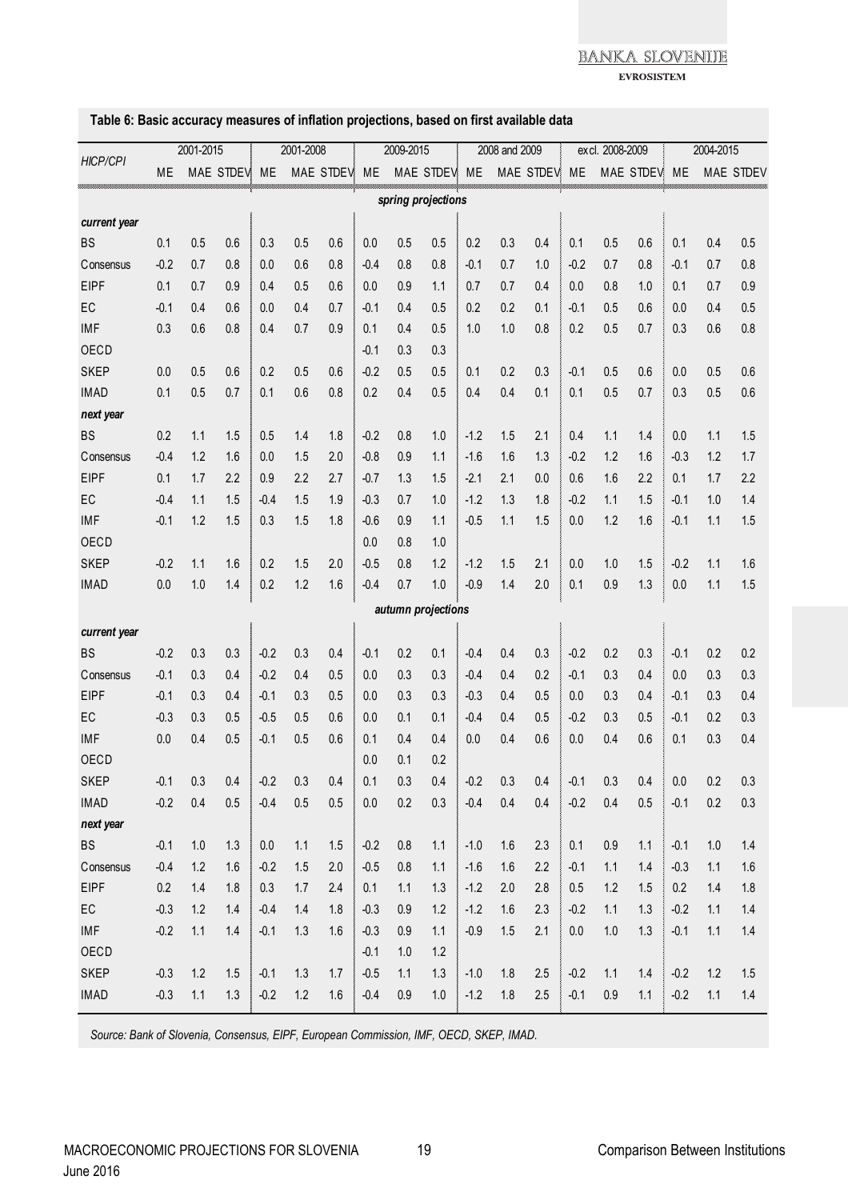**Table 6: Basic accuracy measures of inflation projections, based on first available data**

| HICP/CPI | 2001-2015 | | | 2001-2008 | | | 2009-2015 | | | 2008 and 2009 | | | excl. 2008-2009 | | | 2004-2015 | | |
|---|---|---|---|---|---|---|---|---|---|---|---|---|---|---|---|---|---|---|
| | ME | MAE | STDEV | ME | MAE | STDEV | ME | MAE | STDEV | ME | MAE | STDEV | ME | MAE | STDEV | ME | MAE | STDEV |
| | | | | | | | *spring projections* | | | | | | | | | | | |
| ***current year*** | | | | | | | | | | | | | | | | | | |
| BS | 0.1 | 0.5 | 0.6 | 0.3 | 0.5 | 0.6 | 0.0 | 0.5 | 0.5 | 0.2 | 0.3 | 0.4 | 0.1 | 0.5 | 0.6 | 0.1 | 0.4 | 0.5 |
| Consensus | -0.2 | 0.7 | 0.8 | 0.0 | 0.6 | 0.8 | -0.4 | 0.8 | 0.8 | -0.1 | 0.7 | 1.0 | -0.2 | 0.7 | 0.8 | -0.1 | 0.7 | 0.8 |
| EIPF | 0.1 | 0.7 | 0.9 | 0.4 | 0.5 | 0.6 | 0.0 | 0.9 | 1.1 | 0.7 | 0.7 | 0.4 | 0.0 | 0.8 | 1.0 | 0.1 | 0.7 | 0.9 |
| EC | -0.1 | 0.4 | 0.6 | 0.0 | 0.4 | 0.7 | -0.1 | 0.4 | 0.5 | 0.2 | 0.2 | 0.1 | -0.1 | 0.5 | 0.6 | 0.0 | 0.4 | 0.5 |
| IMF | 0.3 | 0.6 | 0.8 | 0.4 | 0.7 | 0.9 | 0.1 | 0.4 | 0.5 | 1.0 | 1.0 | 0.8 | 0.2 | 0.5 | 0.7 | 0.3 | 0.6 | 0.8 |
| OECD | | | | | | | -0.1 | 0.3 | 0.3 | | | | | | | | | |
| SKEP | 0.0 | 0.5 | 0.6 | 0.2 | 0.5 | 0.6 | -0.2 | 0.5 | 0.5 | 0.1 | 0.2 | 0.3 | -0.1 | 0.5 | 0.6 | 0.0 | 0.5 | 0.6 |
| IMAD | 0.1 | 0.5 | 0.7 | 0.1 | 0.6 | 0.8 | 0.2 | 0.4 | 0.5 | 0.4 | 0.4 | 0.1 | 0.1 | 0.5 | 0.7 | 0.3 | 0.5 | 0.6 |
| ***next year*** | | | | | | | | | | | | | | | | | | |
| BS | 0.2 | 1.1 | 1.5 | 0.5 | 1.4 | 1.8 | -0.2 | 0.8 | 1.0 | -1.2 | 1.5 | 2.1 | 0.4 | 1.1 | 1.4 | 0.0 | 1.1 | 1.5 |
| Consensus | -0.4 | 1.2 | 1.6 | 0.0 | 1.5 | 2.0 | -0.8 | 0.9 | 1.1 | -1.6 | 1.6 | 1.3 | -0.2 | 1.2 | 1.6 | -0.3 | 1.2 | 1.7 |
| EIPF | 0.1 | 1.7 | 2.2 | 0.9 | 2.2 | 2.7 | -0.7 | 1.3 | 1.5 | -2.1 | 2.1 | 0.0 | 0.6 | 1.6 | 2.2 | 0.1 | 1.7 | 2.2 |
| EC | -0.4 | 1.1 | 1.5 | -0.4 | 1.5 | 1.9 | -0.3 | 0.7 | 1.0 | -1.2 | 1.3 | 1.8 | -0.2 | 1.1 | 1.5 | -0.1 | 1.0 | 1.4 |
| IMF | -0.1 | 1.2 | 1.5 | 0.3 | 1.5 | 1.8 | -0.6 | 0.9 | 1.1 | -0.5 | 1.1 | 1.5 | 0.0 | 1.2 | 1.6 | -0.1 | 1.1 | 1.5 |
| OECD | | | | | | | 0.0 | 0.8 | 1.0 | | | | | | | | | |
| SKEP | -0.2 | 1.1 | 1.6 | 0.2 | 1.5 | 2.0 | -0.5 | 0.8 | 1.2 | -1.2 | 1.5 | 2.1 | 0.0 | 1.0 | 1.5 | -0.2 | 1.1 | 1.6 |
| IMAD | 0.0 | 1.0 | 1.4 | 0.2 | 1.2 | 1.6 | -0.4 | 0.7 | 1.0 | -0.9 | 1.4 | 2.0 | 0.1 | 0.9 | 1.3 | 0.0 | 1.1 | 1.5 |
| | | | | | | | *autumn projections* | | | | | | | | | | | |
| ***current year*** | | | | | | | | | | | | | | | | | | |
| BS | -0.2 | 0.3 | 0.3 | -0.2 | 0.3 | 0.4 | -0.1 | 0.2 | 0.1 | -0.4 | 0.4 | 0.3 | -0.2 | 0.2 | 0.3 | -0.1 | 0.2 | 0.2 |
| Consensus | -0.1 | 0.3 | 0.4 | -0.2 | 0.4 | 0.5 | 0.0 | 0.3 | 0.3 | -0.4 | 0.4 | 0.2 | -0.1 | 0.3 | 0.4 | 0.0 | 0.3 | 0.3 |
| EIPF | -0.1 | 0.3 | 0.4 | -0.1 | 0.3 | 0.5 | 0.0 | 0.3 | 0.3 | -0.3 | 0.4 | 0.5 | 0.0 | 0.3 | 0.4 | -0.1 | 0.3 | 0.4 |
| EC | -0.3 | 0.3 | 0.5 | -0.5 | 0.5 | 0.6 | 0.0 | 0.1 | 0.1 | -0.4 | 0.4 | 0.5 | -0.2 | 0.3 | 0.5 | -0.1 | 0.2 | 0.3 |
| IMF | 0.0 | 0.4 | 0.5 | -0.1 | 0.5 | 0.6 | 0.1 | 0.4 | 0.4 | 0.0 | 0.4 | 0.6 | 0.0 | 0.4 | 0.6 | 0.1 | 0.3 | 0.4 |
| OECD | | | | | | | 0.0 | 0.1 | 0.2 | | | | | | | | | |
| SKEP | -0.1 | 0.3 | 0.4 | -0.2 | 0.3 | 0.4 | 0.1 | 0.3 | 0.4 | -0.2 | 0.3 | 0.4 | -0.1 | 0.3 | 0.4 | 0.0 | 0.2 | 0.3 |
| IMAD | -0.2 | 0.4 | 0.5 | -0.4 | 0.5 | 0.5 | 0.0 | 0.2 | 0.3 | -0.4 | 0.4 | 0.4 | -0.2 | 0.4 | 0.5 | -0.1 | 0.2 | 0.3 |
| ***next year*** | | | | | | | | | | | | | | | | | | |
| BS | -0.1 | 1.0 | 1.3 | 0.0 | 1.1 | 1.5 | -0.2 | 0.8 | 1.1 | -1.0 | 1.6 | 2.3 | 0.1 | 0.9 | 1.1 | -0.1 | 1.0 | 1.4 |
| Consensus | -0.4 | 1.2 | 1.6 | -0.2 | 1.5 | 2.0 | -0.5 | 0.8 | 1.1 | -1.6 | 1.6 | 2.2 | -0.1 | 1.1 | 1.4 | -0.3 | 1.1 | 1.6 |
| EIPF | 0.2 | 1.4 | 1.8 | 0.3 | 1.7 | 2.4 | 0.1 | 1.1 | 1.3 | -1.2 | 2.0 | 2.8 | 0.5 | 1.2 | 1.5 | 0.2 | 1.4 | 1.8 |
| EC | -0.3 | 1.2 | 1.4 | -0.4 | 1.4 | 1.8 | -0.3 | 0.9 | 1.2 | -1.2 | 1.6 | 2.3 | -0.2 | 1.1 | 1.3 | -0.2 | 1.1 | 1.4 |
| IMF | -0.2 | 1.1 | 1.4 | -0.1 | 1.3 | 1.6 | -0.3 | 0.9 | 1.1 | -0.9 | 1.5 | 2.1 | 0.0 | 1.0 | 1.3 | -0.1 | 1.1 | 1.4 |
| OECD | | | | | | | -0.1 | 1.0 | 1.2 | | | | | | | | | |
| SKEP | -0.3 | 1.2 | 1.5 | -0.1 | 1.3 | 1.7 | -0.5 | 1.1 | 1.3 | -1.0 | 1.8 | 2.5 | -0.2 | 1.1 | 1.4 | -0.2 | 1.2 | 1.5 |
| IMAD | -0.3 | 1.1 | 1.3 | -0.2 | 1.2 | 1.6 | -0.4 | 0.9 | 1.0 | -1.2 | 1.8 | 2.5 | -0.1 | 0.9 | 1.1 | -0.2 | 1.1 | 1.4 |

*Source: Bank of Slovenia, Consensus, EIPF, European Commission, IMF, OECD, SKEP, IMAD.*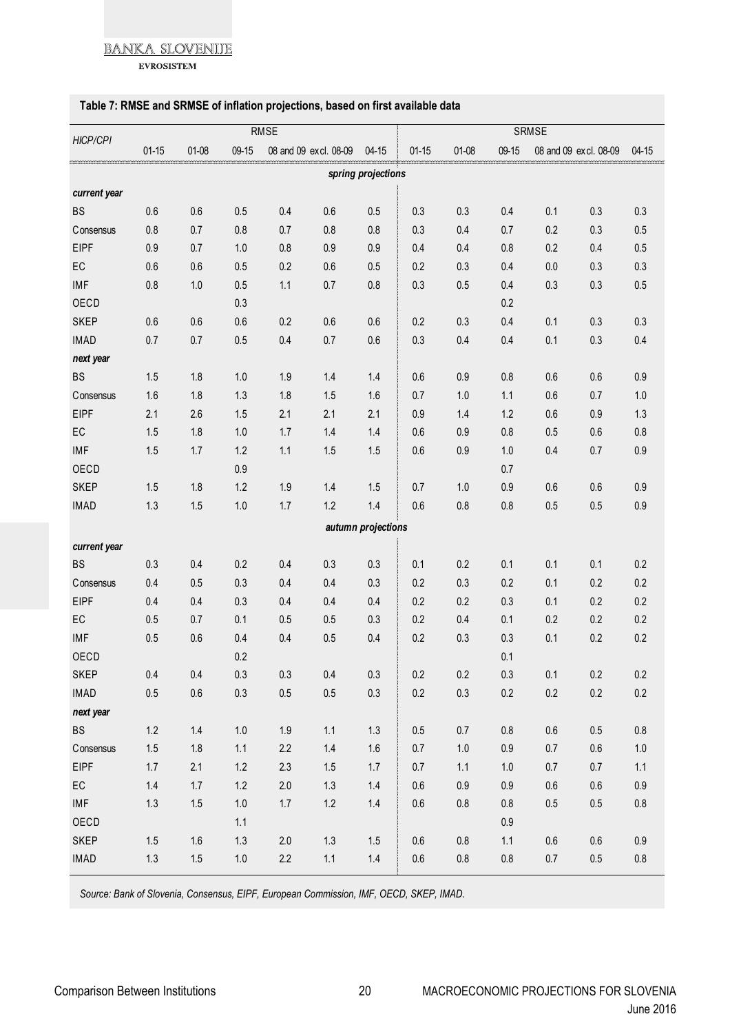**Table 7: RMSE and SRMSE of inflation projections, based on first available data**

| HICP/CPI | RMSE | | | | | | SRMSE | | | | | |
|---|---|---|---|---|---|---|---|---|---|---|---|---|
| | 01-15 | 01-08 | 09-15 | 08 and 09 | excl. 08-09 | 04-15 | 01-15 | 01-08 | 09-15 | 08 and 09 | excl. 08-09 | 04-15 |
| | | | | | | *spring projections* | | | | | | |
| ***current year*** | | | | | | | | | | | | |
| BS | 0.6 | 0.6 | 0.5 | 0.4 | 0.6 | 0.5 | 0.3 | 0.3 | 0.4 | 0.1 | 0.3 | 0.3 |
| Consensus | 0.8 | 0.7 | 0.8 | 0.7 | 0.8 | 0.8 | 0.3 | 0.4 | 0.7 | 0.2 | 0.3 | 0.5 |
| EIPF | 0.9 | 0.7 | 1.0 | 0.8 | 0.9 | 0.9 | 0.4 | 0.4 | 0.8 | 0.2 | 0.4 | 0.5 |
| EC | 0.6 | 0.6 | 0.5 | 0.2 | 0.6 | 0.5 | 0.2 | 0.3 | 0.4 | 0.0 | 0.3 | 0.3 |
| IMF | 0.8 | 1.0 | 0.5 | 1.1 | 0.7 | 0.8 | 0.3 | 0.5 | 0.4 | 0.3 | 0.3 | 0.5 |
| OECD | | | 0.3 | | | | | | 0.2 | | | |
| SKEP | 0.6 | 0.6 | 0.6 | 0.2 | 0.6 | 0.6 | 0.2 | 0.3 | 0.4 | 0.1 | 0.3 | 0.3 |
| IMAD | 0.7 | 0.7 | 0.5 | 0.4 | 0.7 | 0.6 | 0.3 | 0.4 | 0.4 | 0.1 | 0.3 | 0.4 |
| ***next year*** | | | | | | | | | | | | |
| BS | 1.5 | 1.8 | 1.0 | 1.9 | 1.4 | 1.4 | 0.6 | 0.9 | 0.8 | 0.6 | 0.6 | 0.9 |
| Consensus | 1.6 | 1.8 | 1.3 | 1.8 | 1.5 | 1.6 | 0.7 | 1.0 | 1.1 | 0.6 | 0.7 | 1.0 |
| EIPF | 2.1 | 2.6 | 1.5 | 2.1 | 2.1 | 2.1 | 0.9 | 1.4 | 1.2 | 0.6 | 0.9 | 1.3 |
| EC | 1.5 | 1.8 | 1.0 | 1.7 | 1.4 | 1.4 | 0.6 | 0.9 | 0.8 | 0.5 | 0.6 | 0.8 |
| IMF | 1.5 | 1.7 | 1.2 | 1.1 | 1.5 | 1.5 | 0.6 | 0.9 | 1.0 | 0.4 | 0.7 | 0.9 |
| OECD | | | 0.9 | | | | | | 0.7 | | | |
| SKEP | 1.5 | 1.8 | 1.2 | 1.9 | 1.4 | 1.5 | 0.7 | 1.0 | 0.9 | 0.6 | 0.6 | 0.9 |
| IMAD | 1.3 | 1.5 | 1.0 | 1.7 | 1.2 | 1.4 | 0.6 | 0.8 | 0.8 | 0.5 | 0.5 | 0.9 |
| | | | | | | *autumn projections* | | | | | | |
| ***current year*** | | | | | | | | | | | | |
| BS | 0.3 | 0.4 | 0.2 | 0.4 | 0.3 | 0.3 | 0.1 | 0.2 | 0.1 | 0.1 | 0.1 | 0.2 |
| Consensus | 0.4 | 0.5 | 0.3 | 0.4 | 0.4 | 0.3 | 0.2 | 0.3 | 0.2 | 0.1 | 0.2 | 0.2 |
| EIPF | 0.4 | 0.4 | 0.3 | 0.4 | 0.4 | 0.4 | 0.2 | 0.2 | 0.3 | 0.1 | 0.2 | 0.2 |
| EC | 0.5 | 0.7 | 0.1 | 0.5 | 0.5 | 0.3 | 0.2 | 0.4 | 0.1 | 0.2 | 0.2 | 0.2 |
| IMF | 0.5 | 0.6 | 0.4 | 0.4 | 0.5 | 0.4 | 0.2 | 0.3 | 0.3 | 0.1 | 0.2 | 0.2 |
| OECD | | | 0.2 | | | | | | 0.1 | | | |
| SKEP | 0.4 | 0.4 | 0.3 | 0.3 | 0.4 | 0.3 | 0.2 | 0.2 | 0.3 | 0.1 | 0.2 | 0.2 |
| IMAD | 0.5 | 0.6 | 0.3 | 0.5 | 0.5 | 0.3 | 0.2 | 0.3 | 0.2 | 0.2 | 0.2 | 0.2 |
| ***next year*** | | | | | | | | | | | | |
| BS | 1.2 | 1.4 | 1.0 | 1.9 | 1.1 | 1.3 | 0.5 | 0.7 | 0.8 | 0.6 | 0.5 | 0.8 |
| Consensus | 1.5 | 1.8 | 1.1 | 2.2 | 1.4 | 1.6 | 0.7 | 1.0 | 0.9 | 0.7 | 0.6 | 1.0 |
| EIPF | 1.7 | 2.1 | 1.2 | 2.3 | 1.5 | 1.7 | 0.7 | 1.1 | 1.0 | 0.7 | 0.7 | 1.1 |
| EC | 1.4 | 1.7 | 1.2 | 2.0 | 1.3 | 1.4 | 0.6 | 0.9 | 0.9 | 0.6 | 0.6 | 0.9 |
| IMF | 1.3 | 1.5 | 1.0 | 1.7 | 1.2 | 1.4 | 0.6 | 0.8 | 0.8 | 0.5 | 0.5 | 0.8 |
| OECD | | | 1.1 | | | | | | 0.9 | | | |
| SKEP | 1.5 | 1.6 | 1.3 | 2.0 | 1.3 | 1.5 | 0.6 | 0.8 | 1.1 | 0.6 | 0.6 | 0.9 |
| IMAD | 1.3 | 1.5 | 1.0 | 2.2 | 1.1 | 1.4 | 0.6 | 0.8 | 0.8 | 0.7 | 0.5 | 0.8 |

*Source: Bank of Slovenia, Consensus, EIPF, European Commission, IMF, OECD, SKEP, IMAD.*